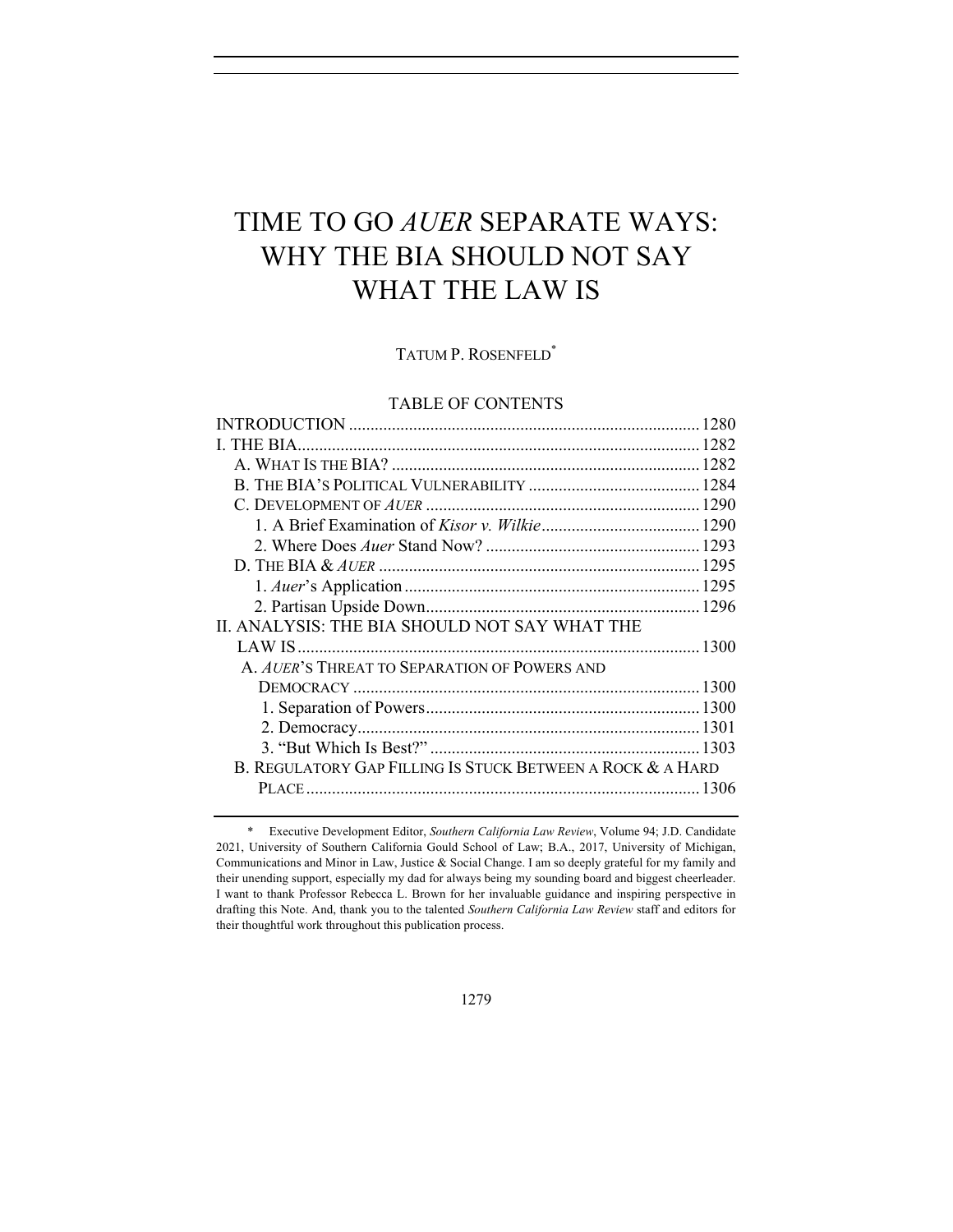# TIME TO GO *AUER* SEPARATE WAYS: WHY THE BIA SHOULD NOT SAY WHAT THE LAW IS

TATUM P. ROSENFELD*

TABLE OF CONTENTS

INTRODUCTION .................................................................................. 1280
I. THE BIA............................................................................................. 1282
  A. WHAT IS THE BIA? ........................................................................ 1282
  B. THE BIA'S POLITICAL VULNERABILITY ........................................ 1284
  C. DEVELOPMENT OF *AUER* ............................................................... 1290
    1. A Brief Examination of *Kisor v. Wilkie* ..................................... 1290
    2. Where Does *Auer* Stand Now? .................................................. 1293
  D. THE BIA & *AUER* ........................................................................... 1295
    1. *Auer*'s Application .................................................................... 1295
    2. Partisan Upside Down................................................................ 1296
II. ANALYSIS: THE BIA SHOULD NOT SAY WHAT THE LAW IS ............................................................................................. 1300
  A. *AUER*'S THREAT TO SEPARATION OF POWERS AND DEMOCRACY ................................................................................. 1300
    1. Separation of Powers................................................................ 1300
    2. Democracy................................................................................ 1301
    3. "But Which Is Best?" ............................................................... 1303
  B. REGULATORY GAP FILLING IS STUCK BETWEEN A ROCK & A HARD PLACE ........................................................................................... 1306

---

\* Executive Development Editor, *Southern California Law Review*, Volume 94; J.D. Candidate 2021, University of Southern California Gould School of Law; B.A., 2017, University of Michigan, Communications and Minor in Law, Justice & Social Change. I am so deeply grateful for my family and their unending support, especially my dad for always being my sounding board and biggest cheerleader. I want to thank Professor Rebecca L. Brown for her invaluable guidance and inspiring perspective in drafting this Note. And, thank you to the talented *Southern California Law Review* staff and editors for their thoughtful work throughout this publication process.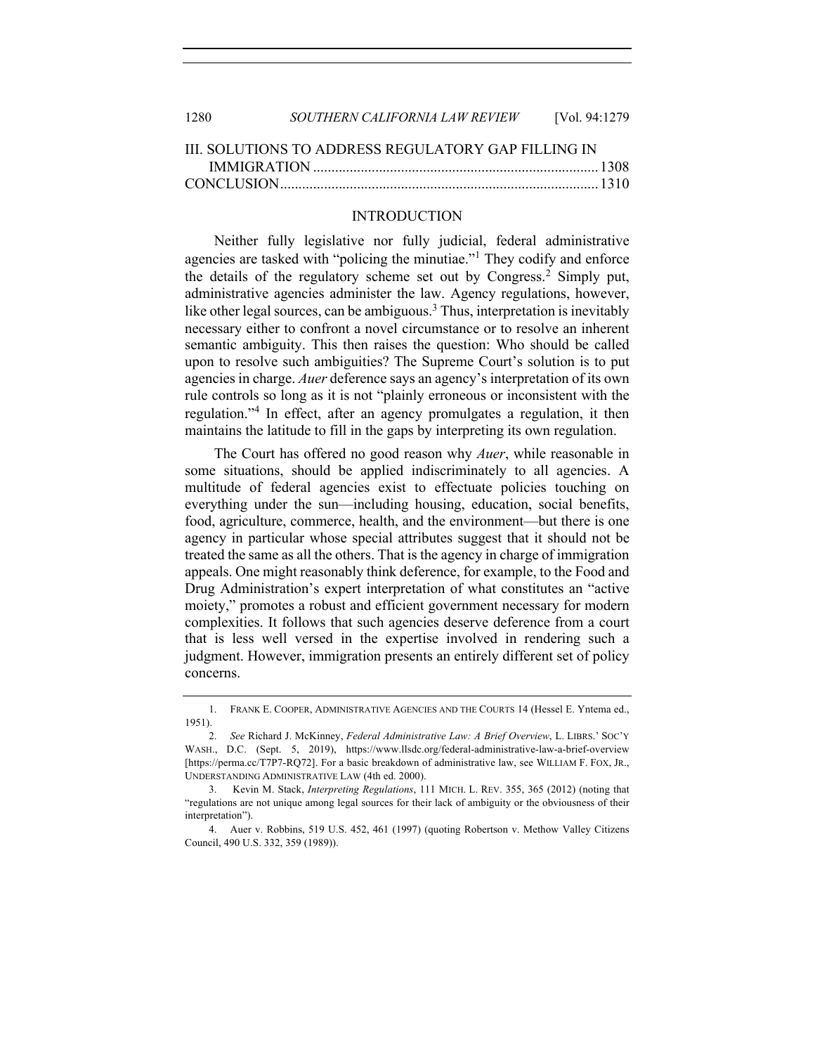III. SOLUTIONS TO ADDRESS REGULATORY GAP FILLING IN IMMIGRATION ............................................................................ 1308
CONCLUSION ...................................................................................... 1310

## INTRODUCTION

Neither fully legislative nor fully judicial, federal administrative agencies are tasked with "policing the minutiae."[1] They codify and enforce the details of the regulatory scheme set out by Congress.[2] Simply put, administrative agencies administer the law. Agency regulations, however, like other legal sources, can be ambiguous.[3] Thus, interpretation is inevitably necessary either to confront a novel circumstance or to resolve an inherent semantic ambiguity. This then raises the question: Who should be called upon to resolve such ambiguities? The Supreme Court's solution is to put agencies in charge. *Auer* deference says an agency's interpretation of its own rule controls so long as it is not "plainly erroneous or inconsistent with the regulation."[4] In effect, after an agency promulgates a regulation, it then maintains the latitude to fill in the gaps by interpreting its own regulation.

The Court has offered no good reason why *Auer*, while reasonable in some situations, should be applied indiscriminately to all agencies. A multitude of federal agencies exist to effectuate policies touching on everything under the sun—including housing, education, social benefits, food, agriculture, commerce, health, and the environment—but there is one agency in particular whose special attributes suggest that it should not be treated the same as all the others. That is the agency in charge of immigration appeals. One might reasonably think deference, for example, to the Food and Drug Administration's expert interpretation of what constitutes an "active moiety," promotes a robust and efficient government necessary for modern complexities. It follows that such agencies deserve deference from a court that is less well versed in the expertise involved in rendering such a judgment. However, immigration presents an entirely different set of policy concerns.

---

1. FRANK E. COOPER, ADMINISTRATIVE AGENCIES AND THE COURTS 14 (Hessel E. Yntema ed., 1951).

2. *See* Richard J. McKinney, *Federal Administrative Law: A Brief Overview*, L. LIBRS.' SOC'Y WASH., D.C. (Sept. 5, 2019), https://www.llsdc.org/federal-administrative-law-a-brief-overview [https://perma.cc/T7P7-RQ72]. For a basic breakdown of administrative law, see WILLIAM F. FOX, JR., UNDERSTANDING ADMINISTRATIVE LAW (4th ed. 2000).

3. Kevin M. Stack, *Interpreting Regulations*, 111 MICH. L. REV. 355, 365 (2012) (noting that "regulations are not unique among legal sources for their lack of ambiguity or the obviousness of their interpretation").

4. Auer v. Robbins, 519 U.S. 452, 461 (1997) (quoting Robertson v. Methow Valley Citizens Council, 490 U.S. 332, 359 (1989)).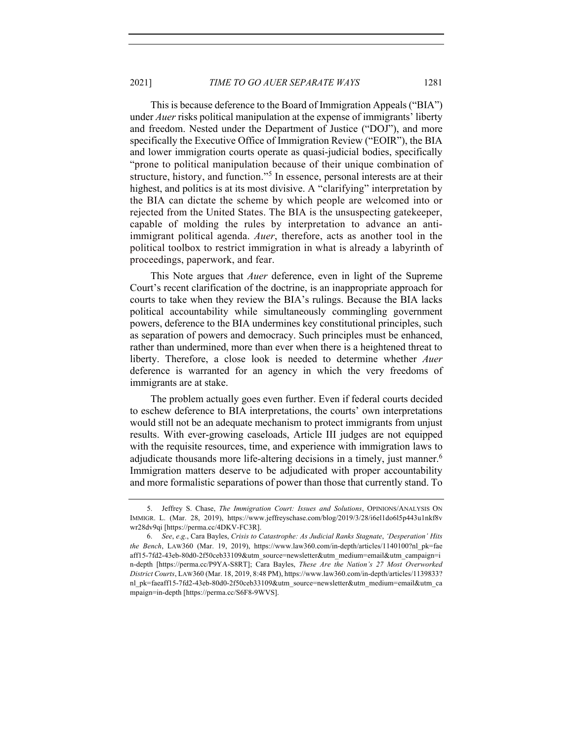This is because deference to the Board of Immigration Appeals ("BIA") under *Auer* risks political manipulation at the expense of immigrants' liberty and freedom. Nested under the Department of Justice ("DOJ"), and more specifically the Executive Office of Immigration Review ("EOIR"), the BIA and lower immigration courts operate as quasi-judicial bodies, specifically "prone to political manipulation because of their unique combination of structure, history, and function."[5] In essence, personal interests are at their highest, and politics is at its most divisive. A "clarifying" interpretation by the BIA can dictate the scheme by which people are welcomed into or rejected from the United States. The BIA is the unsuspecting gatekeeper, capable of molding the rules by interpretation to advance an anti-immigrant political agenda. *Auer*, therefore, acts as another tool in the political toolbox to restrict immigration in what is already a labyrinth of proceedings, paperwork, and fear.

This Note argues that *Auer* deference, even in light of the Supreme Court's recent clarification of the doctrine, is an inappropriate approach for courts to take when they review the BIA's rulings. Because the BIA lacks political accountability while simultaneously commingling government powers, deference to the BIA undermines key constitutional principles, such as separation of powers and democracy. Such principles must be enhanced, rather than undermined, more than ever when there is a heightened threat to liberty. Therefore, a close look is needed to determine whether *Auer* deference is warranted for an agency in which the very freedoms of immigrants are at stake.

The problem actually goes even further. Even if federal courts decided to eschew deference to BIA interpretations, the courts' own interpretations would still not be an adequate mechanism to protect immigrants from unjust results. With ever-growing caseloads, Article III judges are not equipped with the requisite resources, time, and experience with immigration laws to adjudicate thousands more life-altering decisions in a timely, just manner.[6] Immigration matters deserve to be adjudicated with proper accountability and more formalistic separations of power than those that currently stand. To

---

5. Jeffrey S. Chase, *The Immigration Court: Issues and Solutions*, OPINIONS/ANALYSIS ON IMMIGR. L. (Mar. 28, 2019), https://www.jeffreyschase.com/blog/2019/3/28/i6el1do6l5p443u1nkf8vwr28dv9qi [https://perma.cc/4DKV-FC3R].

6. *See*, *e.g*., Cara Bayles, *Crisis to Catastrophe: As Judicial Ranks Stagnate*, *'Desperation' Hits the Bench*, LAW360 (Mar. 19, 2019), https://www.law360.com/in-depth/articles/1140100?nl_pk=faeaff15-7fd2-43eb-80d0-2f50ceb33109&utm_source=newsletter&utm_medium=email&utm_campaign=in-depth [https://perma.cc/P9YA-S8RT]; Cara Bayles, *These Are the Nation's 27 Most Overworked District Courts*, LAW360 (Mar. 18, 2019, 8:48 PM), https://www.law360.com/in-depth/articles/1139833?nl_pk=faeaff15-7fd2-43eb-80d0-2f50ceb33109&utm_source=newsletter&utm_medium=email&utm_campaign=in-depth [https://perma.cc/S6F8-9WVS].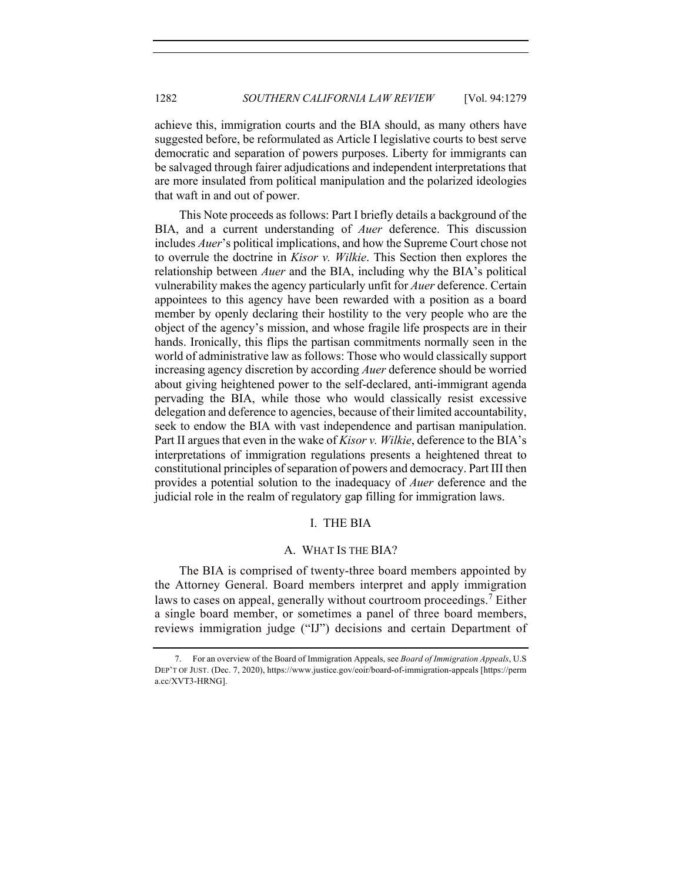achieve this, immigration courts and the BIA should, as many others have suggested before, be reformulated as Article I legislative courts to best serve democratic and separation of powers purposes. Liberty for immigrants can be salvaged through fairer adjudications and independent interpretations that are more insulated from political manipulation and the polarized ideologies that waft in and out of power.

This Note proceeds as follows: Part I briefly details a background of the BIA, and a current understanding of *Auer* deference. This discussion includes *Auer*'s political implications, and how the Supreme Court chose not to overrule the doctrine in *Kisor v. Wilkie*. This Section then explores the relationship between *Auer* and the BIA, including why the BIA's political vulnerability makes the agency particularly unfit for *Auer* deference. Certain appointees to this agency have been rewarded with a position as a board member by openly declaring their hostility to the very people who are the object of the agency's mission, and whose fragile life prospects are in their hands. Ironically, this flips the partisan commitments normally seen in the world of administrative law as follows: Those who would classically support increasing agency discretion by according *Auer* deference should be worried about giving heightened power to the self-declared, anti-immigrant agenda pervading the BIA, while those who would classically resist excessive delegation and deference to agencies, because of their limited accountability, seek to endow the BIA with vast independence and partisan manipulation. Part II argues that even in the wake of *Kisor v. Wilkie*, deference to the BIA's interpretations of immigration regulations presents a heightened threat to constitutional principles of separation of powers and democracy. Part III then provides a potential solution to the inadequacy of *Auer* deference and the judicial role in the realm of regulatory gap filling for immigration laws.

## I. THE BIA

### A. WHAT IS THE BIA?

The BIA is comprised of twenty-three board members appointed by the Attorney General. Board members interpret and apply immigration laws to cases on appeal, generally without courtroom proceedings.[7] Either a single board member, or sometimes a panel of three board members, reviews immigration judge ("IJ") decisions and certain Department of

---

7. For an overview of the Board of Immigration Appeals, see *Board of Immigration Appeals*, U.S DEP'T OF JUST. (Dec. 7, 2020), https://www.justice.gov/eoir/board-of-immigration-appeals [https://perma.cc/XVT3-HRNG].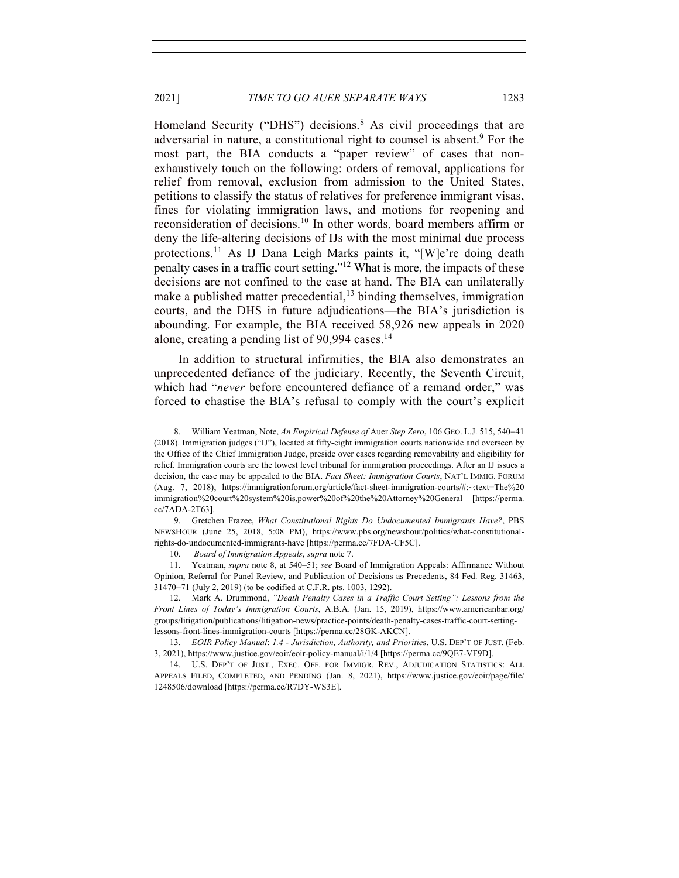Homeland Security ("DHS") decisions.[8] As civil proceedings that are adversarial in nature, a constitutional right to counsel is absent.[9] For the most part, the BIA conducts a "paper review" of cases that non-exhaustively touch on the following: orders of removal, applications for relief from removal, exclusion from admission to the United States, petitions to classify the status of relatives for preference immigrant visas, fines for violating immigration laws, and motions for reopening and reconsideration of decisions.[10] In other words, board members affirm or deny the life-altering decisions of IJs with the most minimal due process protections.[11] As IJ Dana Leigh Marks paints it, "[W]e're doing death penalty cases in a traffic court setting."[12] What is more, the impacts of these decisions are not confined to the case at hand. The BIA can unilaterally make a published matter precedential,[13] binding themselves, immigration courts, and the DHS in future adjudications—the BIA's jurisdiction is abounding. For example, the BIA received 58,926 new appeals in 2020 alone, creating a pending list of 90,994 cases.[14]

In addition to structural infirmities, the BIA also demonstrates an unprecedented defiance of the judiciary. Recently, the Seventh Circuit, which had "*never* before encountered defiance of a remand order," was forced to chastise the BIA's refusal to comply with the court's explicit

---

8. William Yeatman, Note, *An Empirical Defense of* Auer *Step Zero*, 106 GEO. L.J. 515, 540–41 (2018). Immigration judges ("IJ"), located at fifty-eight immigration courts nationwide and overseen by the Office of the Chief Immigration Judge, preside over cases regarding removability and eligibility for relief. Immigration courts are the lowest level tribunal for immigration proceedings. After an IJ issues a decision, the case may be appealed to the BIA. *Fact Sheet: Immigration Courts*, NAT'L IMMIG. FORUM (Aug. 7, 2018), https://immigrationforum.org/article/fact-sheet-immigration-courts/#:~:text=The%20immigration%20court%20system%20is,power%20of%20the%20Attorney%20General [https://perma.cc/7ADA-2T63].

9. Gretchen Frazee, *What Constitutional Rights Do Undocumented Immigrants Have?*, PBS NEWSHOUR (June 25, 2018, 5:08 PM), https://www.pbs.org/newshour/politics/what-constitutional-rights-do-undocumented-immigrants-have [https://perma.cc/7FDA-CF5C].

10. *Board of Immigration Appeals*, *supra* note 7.

11. Yeatman, *supra* note 8, at 540–51; *see* Board of Immigration Appeals: Affirmance Without Opinion, Referral for Panel Review, and Publication of Decisions as Precedents, 84 Fed. Reg. 31463, 31470–71 (July 2, 2019) (to be codified at C.F.R. pts. 1003, 1292).

12. Mark A. Drummond, *"Death Penalty Cases in a Traffic Court Setting": Lessons from the Front Lines of Today's Immigration Courts*, A.B.A. (Jan. 15, 2019), https://www.americanbar.org/groups/litigation/publications/litigation-news/practice-points/death-penalty-cases-traffic-court-setting-lessons-front-lines-immigration-courts [https://perma.cc/28GK-AKCN].

13. *EOIR Policy Manual*: *1.4 - Jurisdiction, Authority, and Prioritie*s, U.S. DEP'T OF JUST. (Feb. 3, 2021), https://www.justice.gov/eoir/eoir-policy-manual/i/1/4 [https://perma.cc/9QE7-VF9D].

14. U.S. DEP'T OF JUST., EXEC. OFF. FOR IMMIGR. REV., ADJUDICATION STATISTICS: ALL APPEALS FILED, COMPLETED, AND PENDING (Jan. 8, 2021), https://www.justice.gov/eoir/page/file/1248506/download [https://perma.cc/R7DY-WS3E].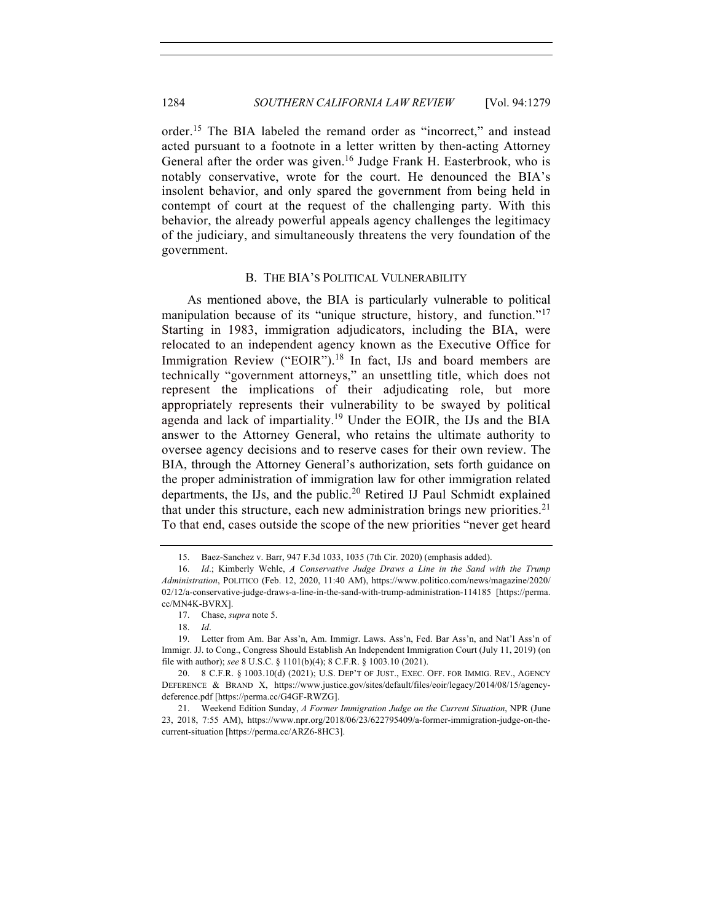order.[15] The BIA labeled the remand order as "incorrect," and instead acted pursuant to a footnote in a letter written by then-acting Attorney General after the order was given.[16] Judge Frank H. Easterbrook, who is notably conservative, wrote for the court. He denounced the BIA's insolent behavior, and only spared the government from being held in contempt of court at the request of the challenging party. With this behavior, the already powerful appeals agency challenges the legitimacy of the judiciary, and simultaneously threatens the very foundation of the government.

### B. THE BIA'S POLITICAL VULNERABILITY

As mentioned above, the BIA is particularly vulnerable to political manipulation because of its "unique structure, history, and function."[17] Starting in 1983, immigration adjudicators, including the BIA, were relocated to an independent agency known as the Executive Office for Immigration Review ("EOIR").[18] In fact, IJs and board members are technically "government attorneys," an unsettling title, which does not represent the implications of their adjudicating role, but more appropriately represents their vulnerability to be swayed by political agenda and lack of impartiality.[19] Under the EOIR, the IJs and the BIA answer to the Attorney General, who retains the ultimate authority to oversee agency decisions and to reserve cases for their own review. The BIA, through the Attorney General's authorization, sets forth guidance on the proper administration of immigration law for other immigration related departments, the IJs, and the public.[20] Retired IJ Paul Schmidt explained that under this structure, each new administration brings new priorities.[21] To that end, cases outside the scope of the new priorities "never get heard

---

15. Baez-Sanchez v. Barr, 947 F.3d 1033, 1035 (7th Cir. 2020) (emphasis added).

16. *Id*.; Kimberly Wehle, *A Conservative Judge Draws a Line in the Sand with the Trump Administration*, POLITICO (Feb. 12, 2020, 11:40 AM), https://www.politico.com/news/magazine/2020/02/12/a-conservative-judge-draws-a-line-in-the-sand-with-trump-administration-114185 [https://perma.cc/MN4K-BVRX].

17. Chase, *supra* note 5.

18. *Id*.

19. Letter from Am. Bar Ass'n, Am. Immigr. Laws. Ass'n, Fed. Bar Ass'n, and Nat'l Ass'n of Immigr. JJ. to Cong., Congress Should Establish An Independent Immigration Court (July 11, 2019) (on file with author); *see* 8 U.S.C. § 1101(b)(4); 8 C.F.R. § 1003.10 (2021).

20. 8 C.F.R. § 1003.10(d) (2021); U.S. DEP'T OF JUST., EXEC. OFF. FOR IMMIG. REV., AGENCY DEFERENCE & BRAND X, https://www.justice.gov/sites/default/files/eoir/legacy/2014/08/15/agency-deference.pdf [https://perma.cc/G4GF-RWZG].

21. Weekend Edition Sunday, *A Former Immigration Judge on the Current Situation*, NPR (June 23, 2018, 7:55 AM), https://www.npr.org/2018/06/23/622795409/a-former-immigration-judge-on-the-current-situation [https://perma.cc/ARZ6-8HC3].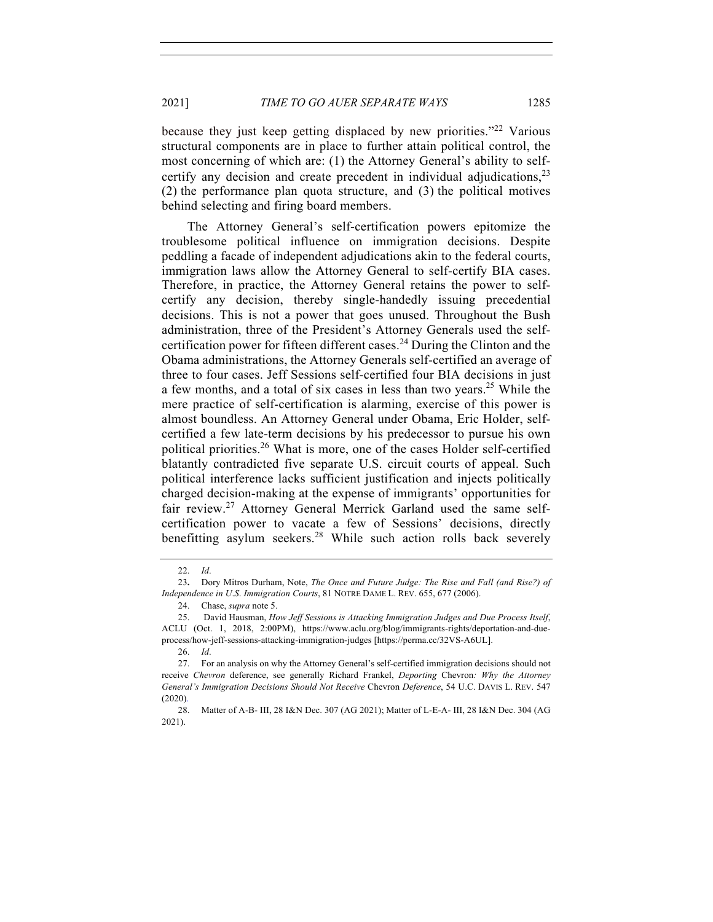because they just keep getting displaced by new priorities."[22] Various structural components are in place to further attain political control, the most concerning of which are: (1) the Attorney General's ability to self-certify any decision and create precedent in individual adjudications,[23] (2) the performance plan quota structure, and (3) the political motives behind selecting and firing board members.

The Attorney General's self-certification powers epitomize the troublesome political influence on immigration decisions. Despite peddling a facade of independent adjudications akin to the federal courts, immigration laws allow the Attorney General to self-certify BIA cases. Therefore, in practice, the Attorney General retains the power to self-certify any decision, thereby single-handedly issuing precedential decisions. This is not a power that goes unused. Throughout the Bush administration, three of the President's Attorney Generals used the self-certification power for fifteen different cases.[24] During the Clinton and the Obama administrations, the Attorney Generals self-certified an average of three to four cases. Jeff Sessions self-certified four BIA decisions in just a few months, and a total of six cases in less than two years.[25] While the mere practice of self-certification is alarming, exercise of this power is almost boundless. An Attorney General under Obama, Eric Holder, self-certified a few late-term decisions by his predecessor to pursue his own political priorities.[26] What is more, one of the cases Holder self-certified blatantly contradicted five separate U.S. circuit courts of appeal. Such political interference lacks sufficient justification and injects politically charged decision-making at the expense of immigrants' opportunities for fair review.[27] Attorney General Merrick Garland used the same self-certification power to vacate a few of Sessions' decisions, directly benefitting asylum seekers.[28] While such action rolls back severely

---

22. *Id*.

23. Dory Mitros Durham, Note, *The Once and Future Judge: The Rise and Fall (and Rise?) of Independence in U.S. Immigration Courts*, 81 NOTRE DAME L. REV. 655, 677 (2006).

24. Chase, *supra* note 5.

25. David Hausman, *How Jeff Sessions is Attacking Immigration Judges and Due Process Itself*, ACLU (Oct. 1, 2018, 2:00PM), https://www.aclu.org/blog/immigrants-rights/deportation-and-due-process/how-jeff-sessions-attacking-immigration-judges [https://perma.cc/32VS-A6UL].

26. *Id*.

27. For an analysis on why the Attorney General's self-certified immigration decisions should not receive *Chevron* deference, see generally Richard Frankel, *Deporting* Chevron*: Why the Attorney General's Immigration Decisions Should Not Receive* Chevron *Deference*, 54 U.C. DAVIS L. REV. 547 (2020).

28. Matter of A-B- III, 28 I&N Dec. 307 (AG 2021); Matter of L-E-A- III, 28 I&N Dec. 304 (AG 2021).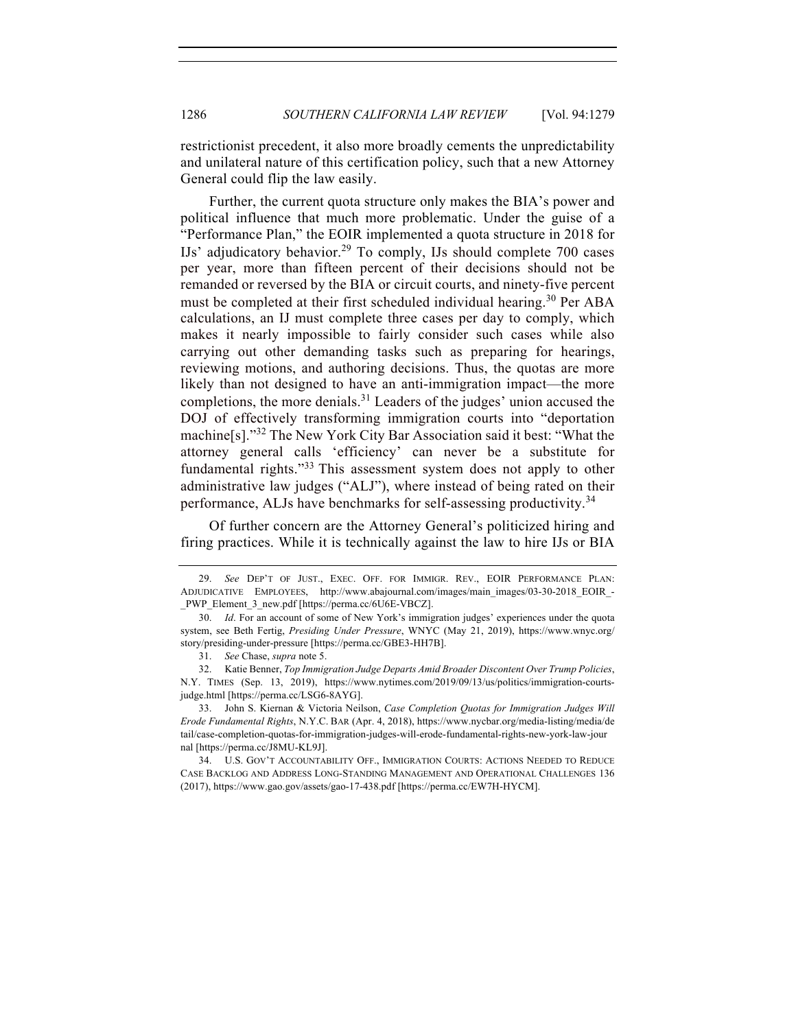restrictionist precedent, it also more broadly cements the unpredictability and unilateral nature of this certification policy, such that a new Attorney General could flip the law easily.

Further, the current quota structure only makes the BIA's power and political influence that much more problematic. Under the guise of a "Performance Plan," the EOIR implemented a quota structure in 2018 for IJs' adjudicatory behavior.[29] To comply, IJs should complete 700 cases per year, more than fifteen percent of their decisions should not be remanded or reversed by the BIA or circuit courts, and ninety-five percent must be completed at their first scheduled individual hearing.[30] Per ABA calculations, an IJ must complete three cases per day to comply, which makes it nearly impossible to fairly consider such cases while also carrying out other demanding tasks such as preparing for hearings, reviewing motions, and authoring decisions. Thus, the quotas are more likely than not designed to have an anti-immigration impact—the more completions, the more denials.[31] Leaders of the judges' union accused the DOJ of effectively transforming immigration courts into "deportation machine[s]."[32] The New York City Bar Association said it best: "What the attorney general calls 'efficiency' can never be a substitute for fundamental rights."[33] This assessment system does not apply to other administrative law judges ("ALJ"), where instead of being rated on their performance, ALJs have benchmarks for self-assessing productivity.[34]

Of further concern are the Attorney General's politicized hiring and firing practices. While it is technically against the law to hire IJs or BIA

---

29. *See* DEP'T OF JUST., EXEC. OFF. FOR IMMIGR. REV., EOIR PERFORMANCE PLAN: ADJUDICATIVE EMPLOYEES, http://www.abajournal.com/images/main_images/03-30-2018_EOIR_-_PWP_Element_3_new.pdf [https://perma.cc/6U6E-VBCZ].

30. *Id*. For an account of some of New York's immigration judges' experiences under the quota system, see Beth Fertig, *Presiding Under Pressure*, WNYC (May 21, 2019), https://www.wnyc.org/story/presiding-under-pressure [https://perma.cc/GBE3-HH7B].

31. *See* Chase, *supra* note 5.

32. Katie Benner, *Top Immigration Judge Departs Amid Broader Discontent Over Trump Policies*, N.Y. TIMES (Sep. 13, 2019), https://www.nytimes.com/2019/09/13/us/politics/immigration-courts-judge.html [https://perma.cc/LSG6-8AYG].

33. John S. Kiernan & Victoria Neilson, *Case Completion Quotas for Immigration Judges Will Erode Fundamental Rights*, N.Y.C. BAR (Apr. 4, 2018), https://www.nycbar.org/media-listing/media/detail/case-completion-quotas-for-immigration-judges-will-erode-fundamental-rights-new-york-law-journal [https://perma.cc/J8MU-KL9J].

34. U.S. GOV'T ACCOUNTABILITY OFF., IMMIGRATION COURTS: ACTIONS NEEDED TO REDUCE CASE BACKLOG AND ADDRESS LONG-STANDING MANAGEMENT AND OPERATIONAL CHALLENGES 136 (2017), https://www.gao.gov/assets/gao-17-438.pdf [https://perma.cc/EW7H-HYCM].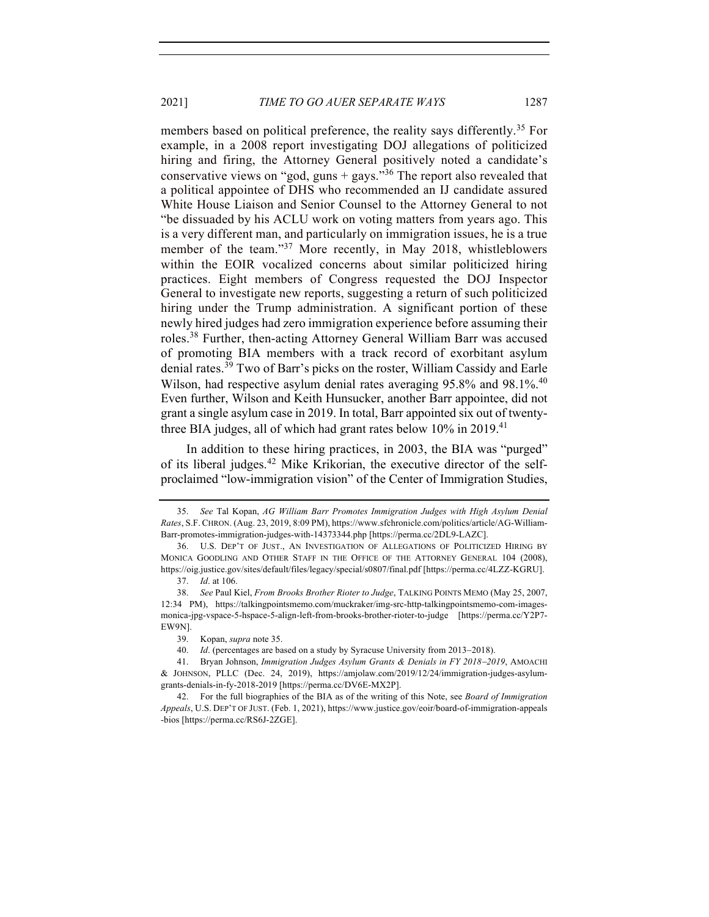members based on political preference, the reality says differently.[35] For example, in a 2008 report investigating DOJ allegations of politicized hiring and firing, the Attorney General positively noted a candidate's conservative views on "god, guns + gays."[36] The report also revealed that a political appointee of DHS who recommended an IJ candidate assured White House Liaison and Senior Counsel to the Attorney General to not "be dissuaded by his ACLU work on voting matters from years ago. This is a very different man, and particularly on immigration issues, he is a true member of the team."[37] More recently, in May 2018, whistleblowers within the EOIR vocalized concerns about similar politicized hiring practices. Eight members of Congress requested the DOJ Inspector General to investigate new reports, suggesting a return of such politicized hiring under the Trump administration. A significant portion of these newly hired judges had zero immigration experience before assuming their roles.[38] Further, then-acting Attorney General William Barr was accused of promoting BIA members with a track record of exorbitant asylum denial rates.[39] Two of Barr's picks on the roster, William Cassidy and Earle Wilson, had respective asylum denial rates averaging 95.8% and 98.1%.[40] Even further, Wilson and Keith Hunsucker, another Barr appointee, did not grant a single asylum case in 2019. In total, Barr appointed six out of twenty-three BIA judges, all of which had grant rates below 10% in 2019.[41]

In addition to these hiring practices, in 2003, the BIA was "purged" of its liberal judges.[42] Mike Krikorian, the executive director of the self-proclaimed "low-immigration vision" of the Center of Immigration Studies,

---

35. *See* Tal Kopan, *AG William Barr Promotes Immigration Judges with High Asylum Denial Rates*, S.F. CHRON. (Aug. 23, 2019, 8:09 PM), https://www.sfchronicle.com/politics/article/AG-William-Barr-promotes-immigration-judges-with-14373344.php [https://perma.cc/2DL9-LAZC].

36. U.S. DEP'T OF JUST., AN INVESTIGATION OF ALLEGATIONS OF POLITICIZED HIRING BY MONICA GOODLING AND OTHER STAFF IN THE OFFICE OF THE ATTORNEY GENERAL 104 (2008), https://oig.justice.gov/sites/default/files/legacy/special/s0807/final.pdf [https://perma.cc/4LZZ-KGRU].

37. *Id*. at 106.

38. *See* Paul Kiel, *From Brooks Brother Rioter to Judge*, TALKING POINTS MEMO (May 25, 2007, 12:34 PM), https://talkingpointsmemo.com/muckraker/img-src-http-talkingpointsmemo-com-images-monica-jpg-vspace-5-hspace-5-align-left-from-brooks-brother-rioter-to-judge [https://perma.cc/Y2P7-EW9N].

39. Kopan, *supra* note 35.

40. *Id*. (percentages are based on a study by Syracuse University from 2013–2018).

41. Bryan Johnson, *Immigration Judges Asylum Grants & Denials in FY 2018–2019*, AMOACHI & JOHNSON, PLLC (Dec. 24, 2019), https://amjolaw.com/2019/12/24/immigration-judges-asylum-grants-denials-in-fy-2018-2019 [https://perma.cc/DV6E-MX2P].

42. For the full biographies of the BIA as of the writing of this Note, see *Board of Immigration Appeals*, U.S. DEP'T OF JUST. (Feb. 1, 2021), https://www.justice.gov/eoir/board-of-immigration-appeals-bios [https://perma.cc/RS6J-2ZGE].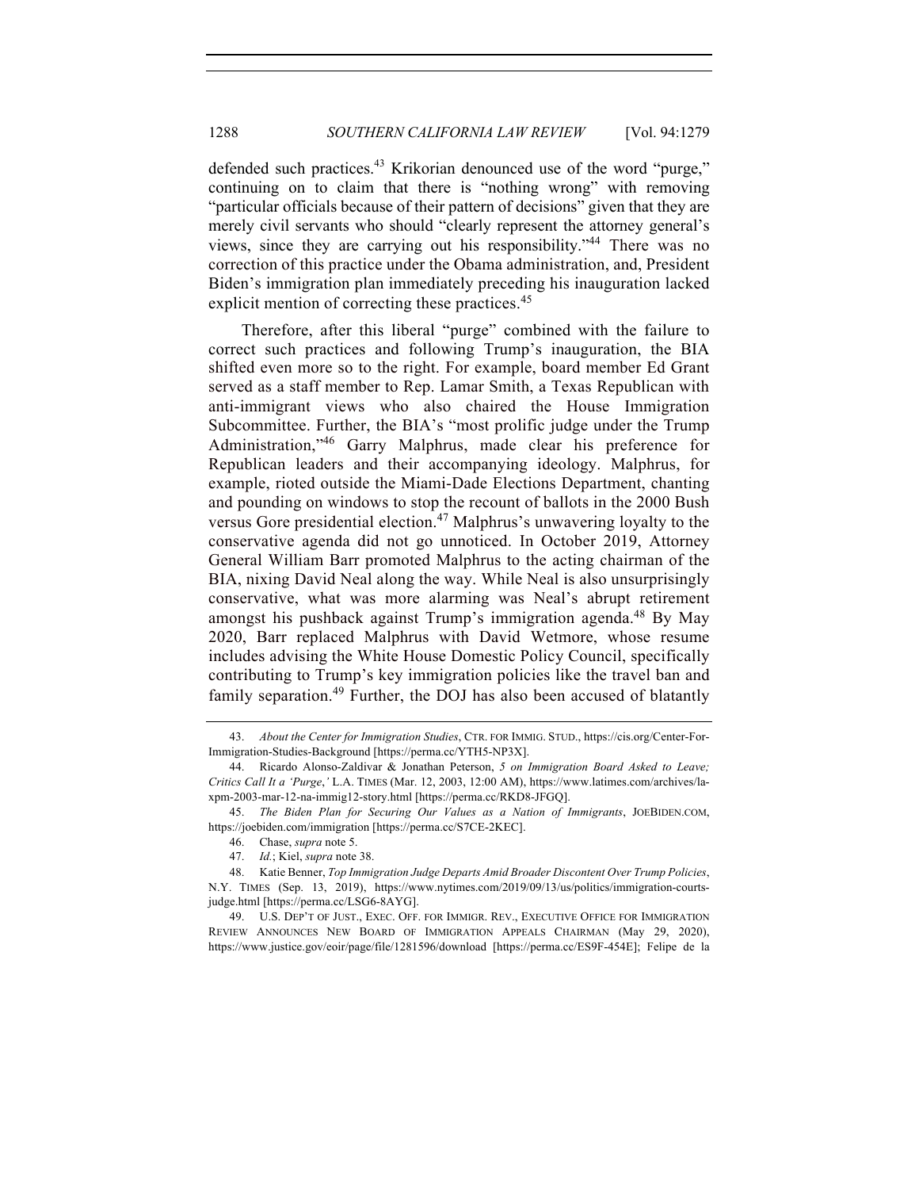defended such practices.[43] Krikorian denounced use of the word "purge," continuing on to claim that there is "nothing wrong" with removing "particular officials because of their pattern of decisions" given that they are merely civil servants who should "clearly represent the attorney general's views, since they are carrying out his responsibility."[44] There was no correction of this practice under the Obama administration, and, President Biden's immigration plan immediately preceding his inauguration lacked explicit mention of correcting these practices.[45]

Therefore, after this liberal "purge" combined with the failure to correct such practices and following Trump's inauguration, the BIA shifted even more so to the right. For example, board member Ed Grant served as a staff member to Rep. Lamar Smith, a Texas Republican with anti-immigrant views who also chaired the House Immigration Subcommittee. Further, the BIA's "most prolific judge under the Trump Administration,"[46] Garry Malphrus, made clear his preference for Republican leaders and their accompanying ideology. Malphrus, for example, rioted outside the Miami-Dade Elections Department, chanting and pounding on windows to stop the recount of ballots in the 2000 Bush versus Gore presidential election.[47] Malphrus's unwavering loyalty to the conservative agenda did not go unnoticed. In October 2019, Attorney General William Barr promoted Malphrus to the acting chairman of the BIA, nixing David Neal along the way. While Neal is also unsurprisingly conservative, what was more alarming was Neal's abrupt retirement amongst his pushback against Trump's immigration agenda.[48] By May 2020, Barr replaced Malphrus with David Wetmore, whose resume includes advising the White House Domestic Policy Council, specifically contributing to Trump's key immigration policies like the travel ban and family separation.[49] Further, the DOJ has also been accused of blatantly

---

43. *About the Center for Immigration Studies*, CTR. FOR IMMIG. STUD., https://cis.org/Center-For-Immigration-Studies-Background [https://perma.cc/YTH5-NP3X].

44. Ricardo Alonso-Zaldivar & Jonathan Peterson, *5 on Immigration Board Asked to Leave; Critics Call It a 'Purge*,*'* L.A. TIMES (Mar. 12, 2003, 12:00 AM), https://www.latimes.com/archives/la-xpm-2003-mar-12-na-immig12-story.html [https://perma.cc/RKD8-JFGQ].

45. *The Biden Plan for Securing Our Values as a Nation of Immigrants*, JOEBIDEN.COM, https://joebiden.com/immigration [https://perma.cc/S7CE-2KEC].

46. Chase, *supra* note 5.

47. *Id.*; Kiel, *supra* note 38.

48. Katie Benner, *Top Immigration Judge Departs Amid Broader Discontent Over Trump Policies*, N.Y. TIMES (Sep. 13, 2019), https://www.nytimes.com/2019/09/13/us/politics/immigration-courts-judge.html [https://perma.cc/LSG6-8AYG].

49. U.S. DEP'T OF JUST., EXEC. OFF. FOR IMMIGR. REV., EXECUTIVE OFFICE FOR IMMIGRATION REVIEW ANNOUNCES NEW BOARD OF IMMIGRATION APPEALS CHAIRMAN (May 29, 2020), https://www.justice.gov/eoir/page/file/1281596/download [https://perma.cc/ES9F-454E]; Felipe de la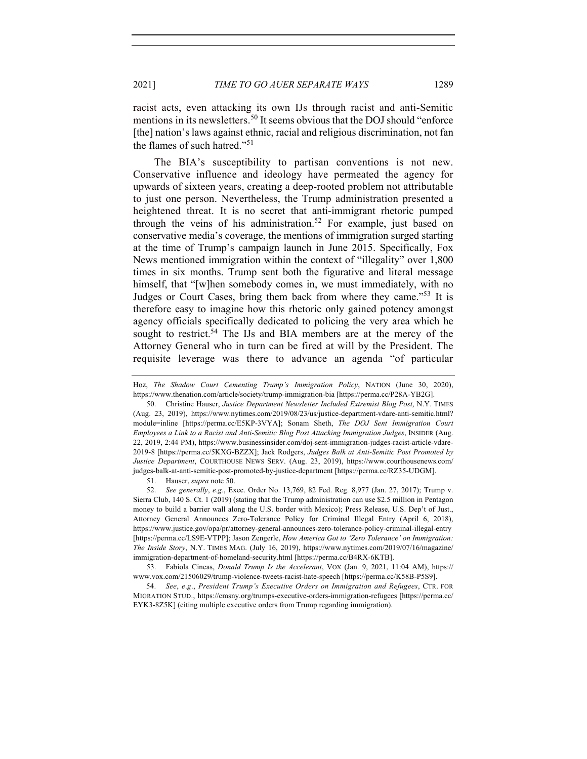racist acts, even attacking its own IJs through racist and anti-Semitic mentions in its newsletters.[50] It seems obvious that the DOJ should "enforce [the] nation's laws against ethnic, racial and religious discrimination, not fan the flames of such hatred."[51]

The BIA's susceptibility to partisan conventions is not new. Conservative influence and ideology have permeated the agency for upwards of sixteen years, creating a deep-rooted problem not attributable to just one person. Nevertheless, the Trump administration presented a heightened threat. It is no secret that anti-immigrant rhetoric pumped through the veins of his administration.[52] For example, just based on conservative media's coverage, the mentions of immigration surged starting at the time of Trump's campaign launch in June 2015. Specifically, Fox News mentioned immigration within the context of "illegality" over 1,800 times in six months. Trump sent both the figurative and literal message himself, that "[w]hen somebody comes in, we must immediately, with no Judges or Court Cases, bring them back from where they came."[53] It is therefore easy to imagine how this rhetoric only gained potency amongst agency officials specifically dedicated to policing the very area which he sought to restrict.[54] The IJs and BIA members are at the mercy of the Attorney General who in turn can be fired at will by the President. The requisite leverage was there to advance an agenda "of particular

---

Hoz, *The Shadow Court Cementing Trump's Immigration Policy*, NATION (June 30, 2020), https://www.thenation.com/article/society/trump-immigration-bia [https://perma.cc/P28A-YB2G].

50. Christine Hauser, *Justice Department Newsletter Included Extremist Blog Post*, N.Y. TIMES (Aug. 23, 2019), https://www.nytimes.com/2019/08/23/us/justice-department-vdare-anti-semitic.html?module=inline [https://perma.cc/E5KP-3VYA]; Sonam Sheth, *The DOJ Sent Immigration Court Employees a Link to a Racist and Anti-Semitic Blog Post Attacking Immigration Judges*, INSIDER (Aug. 22, 2019, 2:44 PM), https://www.businessinsider.com/doj-sent-immigration-judges-racist-article-vdare-2019-8 [https://perma.cc/5KXG-BZZX]; Jack Rodgers, *Judges Balk at Anti-Semitic Post Promoted by Justice Department*, COURTHOUSE NEWS SERV. (Aug. 23, 2019), https://www.courthousenews.com/judges-balk-at-anti-semitic-post-promoted-by-justice-department [https://perma.cc/RZ35-UDGM].

51. Hauser, *supra* note 50.

52. *See generally*, *e.g.*, Exec. Order No. 13,769, 82 Fed. Reg. 8,977 (Jan. 27, 2017); Trump v. Sierra Club, 140 S. Ct. 1 (2019) (stating that the Trump administration can use $2.5 million in Pentagon money to build a barrier wall along the U.S. border with Mexico); Press Release, U.S. Dep't of Just., Attorney General Announces Zero-Tolerance Policy for Criminal Illegal Entry (April 6, 2018), https://www.justice.gov/opa/pr/attorney-general-announces-zero-tolerance-policy-criminal-illegal-entry [https://perma.cc/LS9E-VTPP]; Jason Zengerle, *How America Got to 'Zero Tolerance' on Immigration: The Inside Story*, N.Y. TIMES MAG. (July 16, 2019), https://www.nytimes.com/2019/07/16/magazine/immigration-department-of-homeland-security.html [https://perma.cc/B4RX-6KTB].

53. Fabiola Cineas, *Donald Trump Is the Accelerant*, VOX (Jan. 9, 2021, 11:04 AM), https://www.vox.com/21506029/trump-violence-tweets-racist-hate-speech [https://perma.cc/K58B-P5S9].

54. *See*, *e.g.*, *President Trump's Executive Orders on Immigration and Refugees*, CTR. FOR MIGRATION STUD., https://cmsny.org/trumps-executive-orders-immigration-refugees [https://perma.cc/EYK3-8Z5K] (citing multiple executive orders from Trump regarding immigration).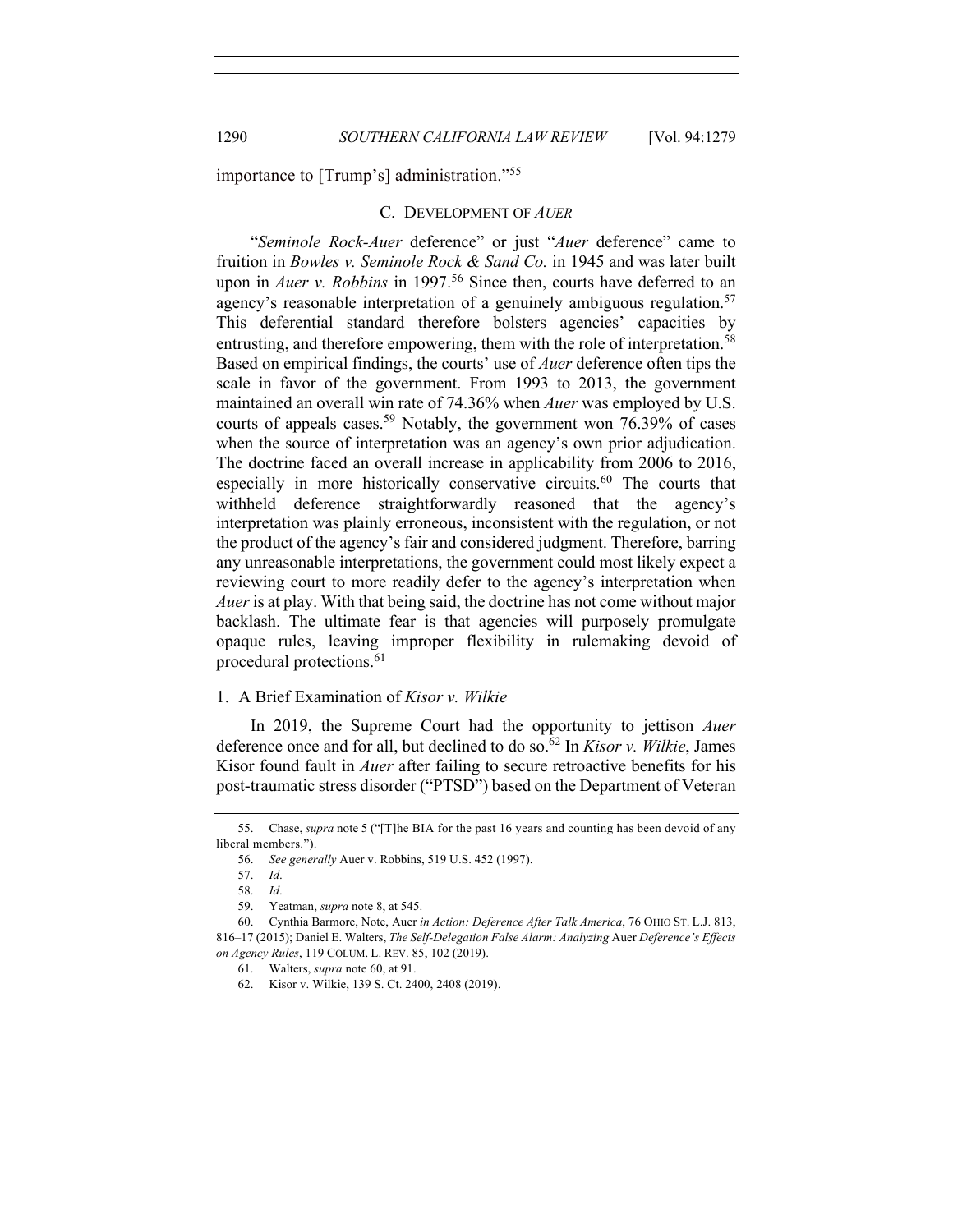importance to [Trump's] administration."[55]

### C. DEVELOPMENT OF *AUER*

"*Seminole Rock-Auer* deference" or just "*Auer* deference" came to fruition in *Bowles v. Seminole Rock & Sand Co.* in 1945 and was later built upon in *Auer v. Robbins* in 1997.[56] Since then, courts have deferred to an agency's reasonable interpretation of a genuinely ambiguous regulation.[57] This deferential standard therefore bolsters agencies' capacities by entrusting, and therefore empowering, them with the role of interpretation.[58] Based on empirical findings, the courts' use of *Auer* deference often tips the scale in favor of the government. From 1993 to 2013, the government maintained an overall win rate of 74.36% when *Auer* was employed by U.S. courts of appeals cases.[59] Notably, the government won 76.39% of cases when the source of interpretation was an agency's own prior adjudication. The doctrine faced an overall increase in applicability from 2006 to 2016, especially in more historically conservative circuits.[60] The courts that withheld deference straightforwardly reasoned that the agency's interpretation was plainly erroneous, inconsistent with the regulation, or not the product of the agency's fair and considered judgment. Therefore, barring any unreasonable interpretations, the government could most likely expect a reviewing court to more readily defer to the agency's interpretation when *Auer* is at play. With that being said, the doctrine has not come without major backlash. The ultimate fear is that agencies will purposely promulgate opaque rules, leaving improper flexibility in rulemaking devoid of procedural protections.[61]

#### 1. A Brief Examination of *Kisor v. Wilkie*

In 2019, the Supreme Court had the opportunity to jettison *Auer* deference once and for all, but declined to do so.[62] In *Kisor v. Wilkie*, James Kisor found fault in *Auer* after failing to secure retroactive benefits for his post-traumatic stress disorder ("PTSD") based on the Department of Veteran

---

55. Chase, *supra* note 5 ("[T]he BIA for the past 16 years and counting has been devoid of any liberal members.").

56. *See generally* Auer v. Robbins, 519 U.S. 452 (1997).

57. *Id*.

58. *Id*.

59. Yeatman, *supra* note 8, at 545.

60. Cynthia Barmore, Note, Auer *in Action: Deference After Talk America*, 76 OHIO ST. L.J. 813, 816–17 (2015); Daniel E. Walters, *The Self-Delegation False Alarm: Analyzing* Auer *Deference's Effects on Agency Rules*, 119 COLUM. L. REV. 85, 102 (2019).

61. Walters, *supra* note 60, at 91.

62. Kisor v. Wilkie, 139 S. Ct. 2400, 2408 (2019).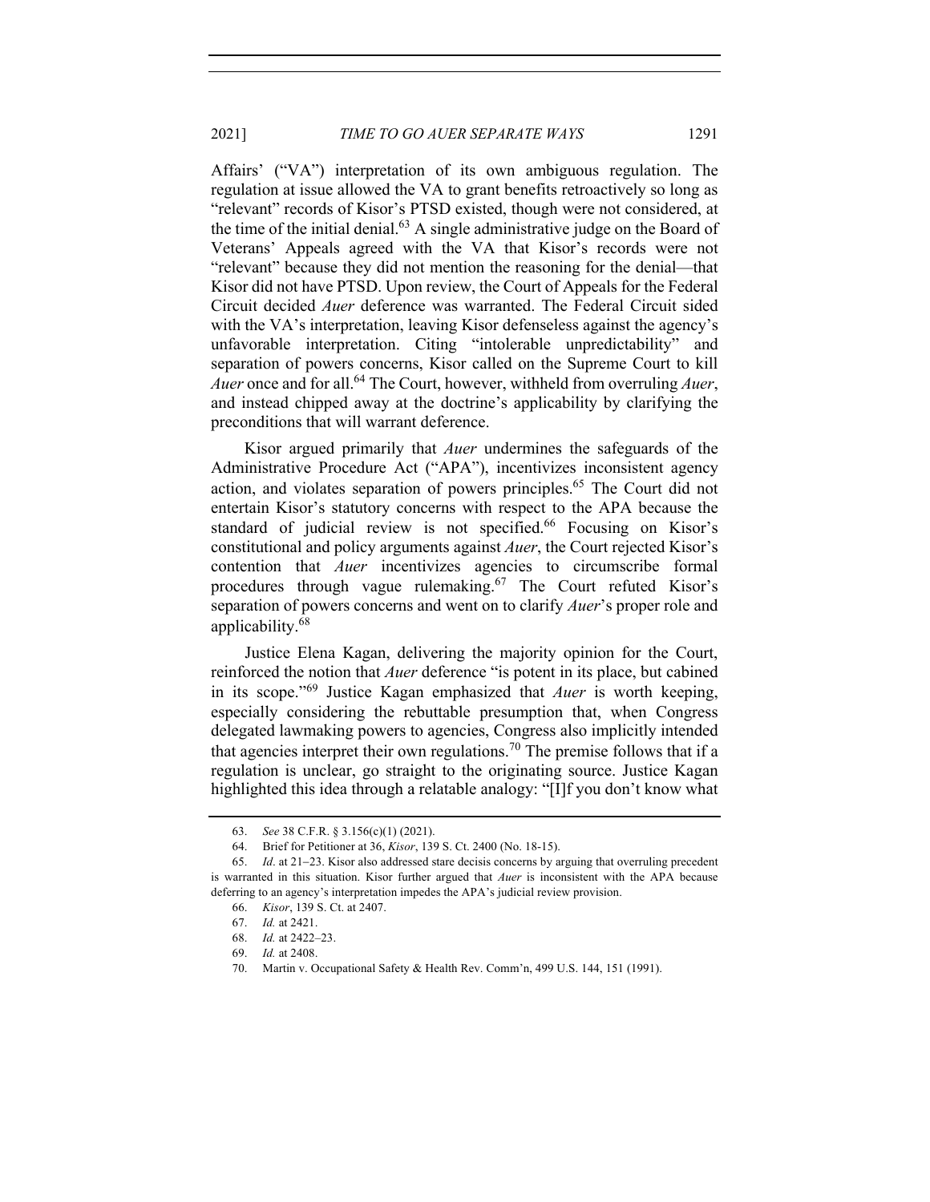Affairs' ("VA") interpretation of its own ambiguous regulation. The regulation at issue allowed the VA to grant benefits retroactively so long as "relevant" records of Kisor's PTSD existed, though were not considered, at the time of the initial denial.[63] A single administrative judge on the Board of Veterans' Appeals agreed with the VA that Kisor's records were not "relevant" because they did not mention the reasoning for the denial—that Kisor did not have PTSD. Upon review, the Court of Appeals for the Federal Circuit decided *Auer* deference was warranted. The Federal Circuit sided with the VA's interpretation, leaving Kisor defenseless against the agency's unfavorable interpretation. Citing "intolerable unpredictability" and separation of powers concerns, Kisor called on the Supreme Court to kill *Auer* once and for all.[64] The Court, however, withheld from overruling *Auer*, and instead chipped away at the doctrine's applicability by clarifying the preconditions that will warrant deference.

Kisor argued primarily that *Auer* undermines the safeguards of the Administrative Procedure Act ("APA"), incentivizes inconsistent agency action, and violates separation of powers principles.[65] The Court did not entertain Kisor's statutory concerns with respect to the APA because the standard of judicial review is not specified.[66] Focusing on Kisor's constitutional and policy arguments against *Auer*, the Court rejected Kisor's contention that *Auer* incentivizes agencies to circumscribe formal procedures through vague rulemaking.[67] The Court refuted Kisor's separation of powers concerns and went on to clarify *Auer*'s proper role and applicability.[68]

Justice Elena Kagan, delivering the majority opinion for the Court, reinforced the notion that *Auer* deference "is potent in its place, but cabined in its scope."[69] Justice Kagan emphasized that *Auer* is worth keeping, especially considering the rebuttable presumption that, when Congress delegated lawmaking powers to agencies, Congress also implicitly intended that agencies interpret their own regulations.[70] The premise follows that if a regulation is unclear, go straight to the originating source. Justice Kagan highlighted this idea through a relatable analogy: "[I]f you don't know what

63. *See* 38 C.F.R. § 3.156(c)(1) (2021).

64. Brief for Petitioner at 36, *Kisor*, 139 S. Ct. 2400 (No. 18-15).

65. *Id*. at 21–23. Kisor also addressed stare decisis concerns by arguing that overruling precedent is warranted in this situation. Kisor further argued that *Auer* is inconsistent with the APA because deferring to an agency's interpretation impedes the APA's judicial review provision.

66. *Kisor*, 139 S. Ct. at 2407.

67. *Id.* at 2421.

68. *Id.* at 2422–23.

69. *Id.* at 2408.

70. Martin v. Occupational Safety & Health Rev. Comm'n, 499 U.S. 144, 151 (1991).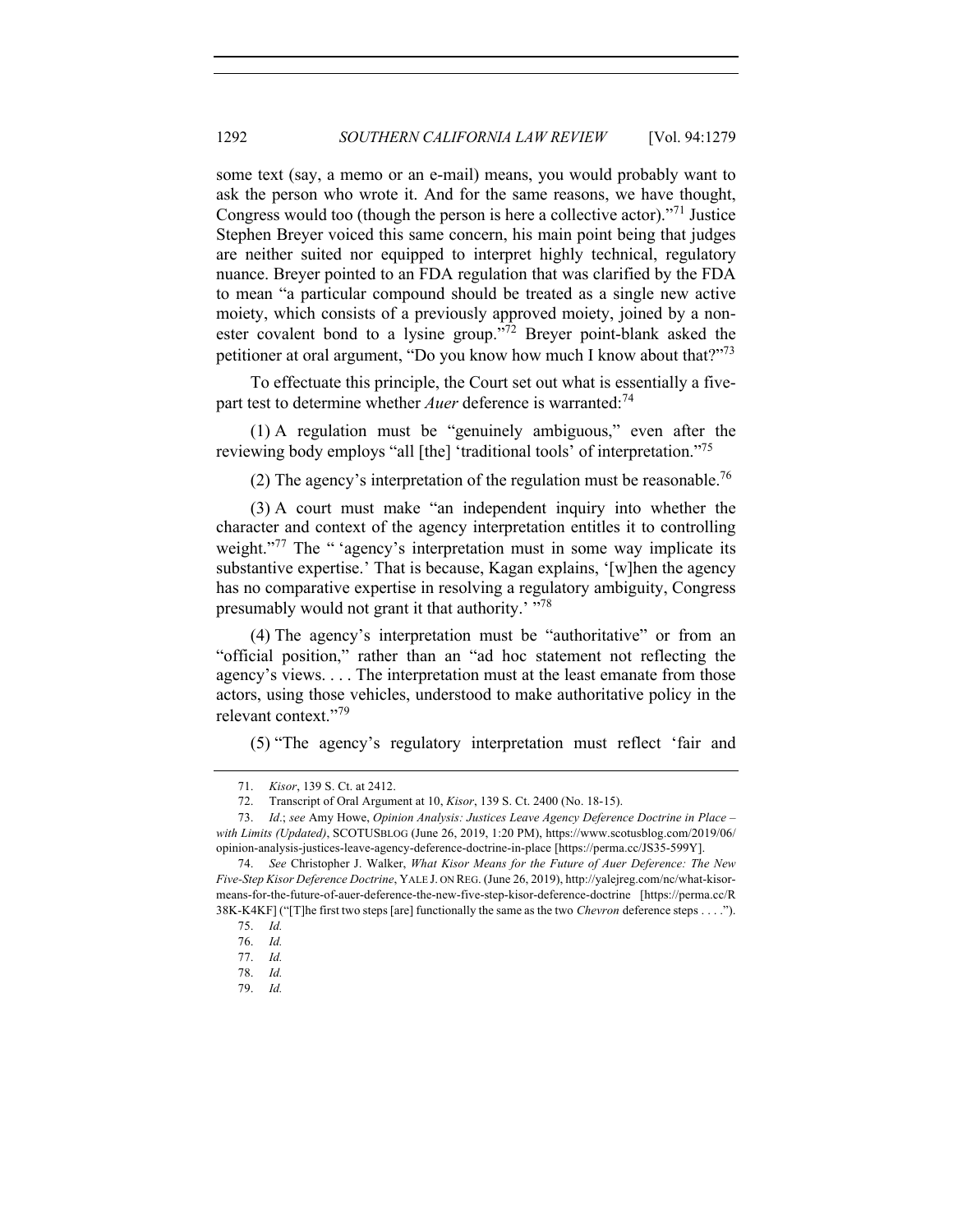some text (say, a memo or an e-mail) means, you would probably want to ask the person who wrote it. And for the same reasons, we have thought, Congress would too (though the person is here a collective actor)."[71] Justice Stephen Breyer voiced this same concern, his main point being that judges are neither suited nor equipped to interpret highly technical, regulatory nuance. Breyer pointed to an FDA regulation that was clarified by the FDA to mean "a particular compound should be treated as a single new active moiety, which consists of a previously approved moiety, joined by a non-ester covalent bond to a lysine group."[72] Breyer point-blank asked the petitioner at oral argument, "Do you know how much I know about that?"[73]

To effectuate this principle, the Court set out what is essentially a five-part test to determine whether *Auer* deference is warranted:[74]

(1) A regulation must be "genuinely ambiguous," even after the reviewing body employs "all [the] 'traditional tools' of interpretation."[75]

(2) The agency's interpretation of the regulation must be reasonable.[76]

(3) A court must make "an independent inquiry into whether the character and context of the agency interpretation entitles it to controlling weight."[77] The " 'agency's interpretation must in some way implicate its substantive expertise.' That is because, Kagan explains, '[w]hen the agency has no comparative expertise in resolving a regulatory ambiguity, Congress presumably would not grant it that authority.' "[78]

(4) The agency's interpretation must be "authoritative" or from an "official position," rather than an "ad hoc statement not reflecting the agency's views. . . . The interpretation must at the least emanate from those actors, using those vehicles, understood to make authoritative policy in the relevant context."[79]

(5) "The agency's regulatory interpretation must reflect 'fair and

---

71. *Kisor*, 139 S. Ct. at 2412.

72. Transcript of Oral Argument at 10, *Kisor*, 139 S. Ct. 2400 (No. 18-15).

73. *Id.*; *see* Amy Howe, *Opinion Analysis: Justices Leave Agency Deference Doctrine in Place – with Limits (Updated)*, SCOTUSBLOG (June 26, 2019, 1:20 PM), https://www.scotusblog.com/2019/06/opinion-analysis-justices-leave-agency-deference-doctrine-in-place [https://perma.cc/JS35-599Y].

74. *See* Christopher J. Walker, *What Kisor Means for the Future of Auer Deference: The New Five-Step Kisor Deference Doctrine*, YALE J. ON REG. (June 26, 2019), http://yalejreg.com/nc/what-kisor-means-for-the-future-of-auer-deference-the-new-five-step-kisor-deference-doctrine [https://perma.cc/R38K-K4KF] ("[T]he first two steps [are] functionally the same as the two *Chevron* deference steps . . . .").

75. *Id.*

76. *Id.*

77. *Id.*

78. *Id.*

79. *Id.*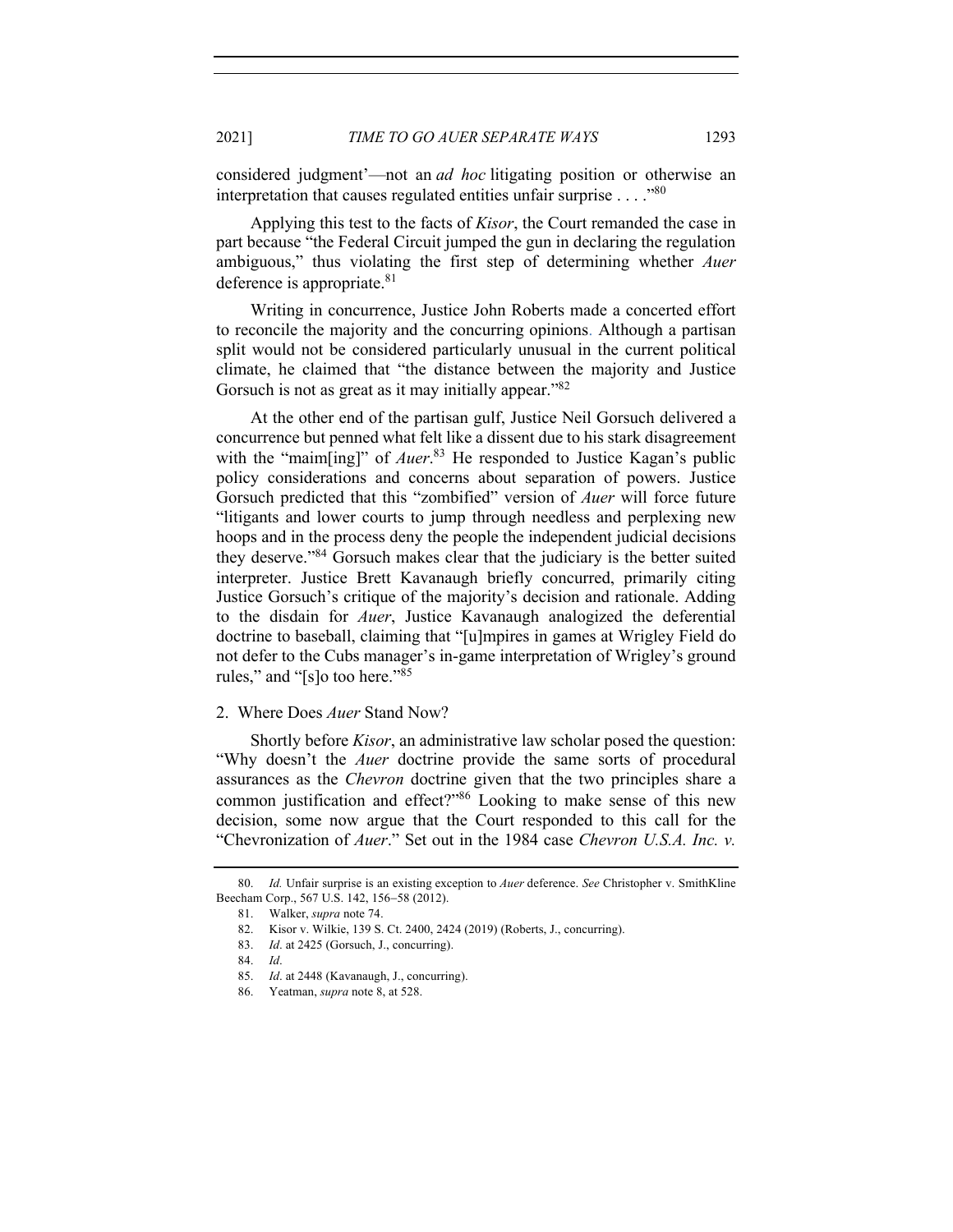considered judgment'—not an *ad hoc* litigating position or otherwise an interpretation that causes regulated entities unfair surprise . . . ."[80]

Applying this test to the facts of *Kisor*, the Court remanded the case in part because "the Federal Circuit jumped the gun in declaring the regulation ambiguous," thus violating the first step of determining whether *Auer* deference is appropriate.[81]

Writing in concurrence, Justice John Roberts made a concerted effort to reconcile the majority and the concurring opinions. Although a partisan split would not be considered particularly unusual in the current political climate, he claimed that "the distance between the majority and Justice Gorsuch is not as great as it may initially appear."[82]

At the other end of the partisan gulf, Justice Neil Gorsuch delivered a concurrence but penned what felt like a dissent due to his stark disagreement with the "maim[ing]" of *Auer*.[83] He responded to Justice Kagan's public policy considerations and concerns about separation of powers. Justice Gorsuch predicted that this "zombified" version of *Auer* will force future "litigants and lower courts to jump through needless and perplexing new hoops and in the process deny the people the independent judicial decisions they deserve."[84] Gorsuch makes clear that the judiciary is the better suited interpreter. Justice Brett Kavanaugh briefly concurred, primarily citing Justice Gorsuch's critique of the majority's decision and rationale. Adding to the disdain for *Auer*, Justice Kavanaugh analogized the deferential doctrine to baseball, claiming that "[u]mpires in games at Wrigley Field do not defer to the Cubs manager's in-game interpretation of Wrigley's ground rules," and "[s]o too here."[85]

### 2. Where Does *Auer* Stand Now?

Shortly before *Kisor*, an administrative law scholar posed the question: "Why doesn't the *Auer* doctrine provide the same sorts of procedural assurances as the *Chevron* doctrine given that the two principles share a common justification and effect?"[86] Looking to make sense of this new decision, some now argue that the Court responded to this call for the "Chevronization of *Auer*." Set out in the 1984 case *Chevron U.S.A. Inc. v.*

---

80. *Id.* Unfair surprise is an existing exception to *Auer* deference. *See* Christopher v. SmithKline Beecham Corp., 567 U.S. 142, 156–58 (2012).

81. Walker, *supra* note 74.

82. Kisor v. Wilkie, 139 S. Ct. 2400, 2424 (2019) (Roberts, J., concurring).

83. *Id*. at 2425 (Gorsuch, J., concurring).

84. *Id*.

85. *Id*. at 2448 (Kavanaugh, J., concurring).

86. Yeatman, *supra* note 8, at 528.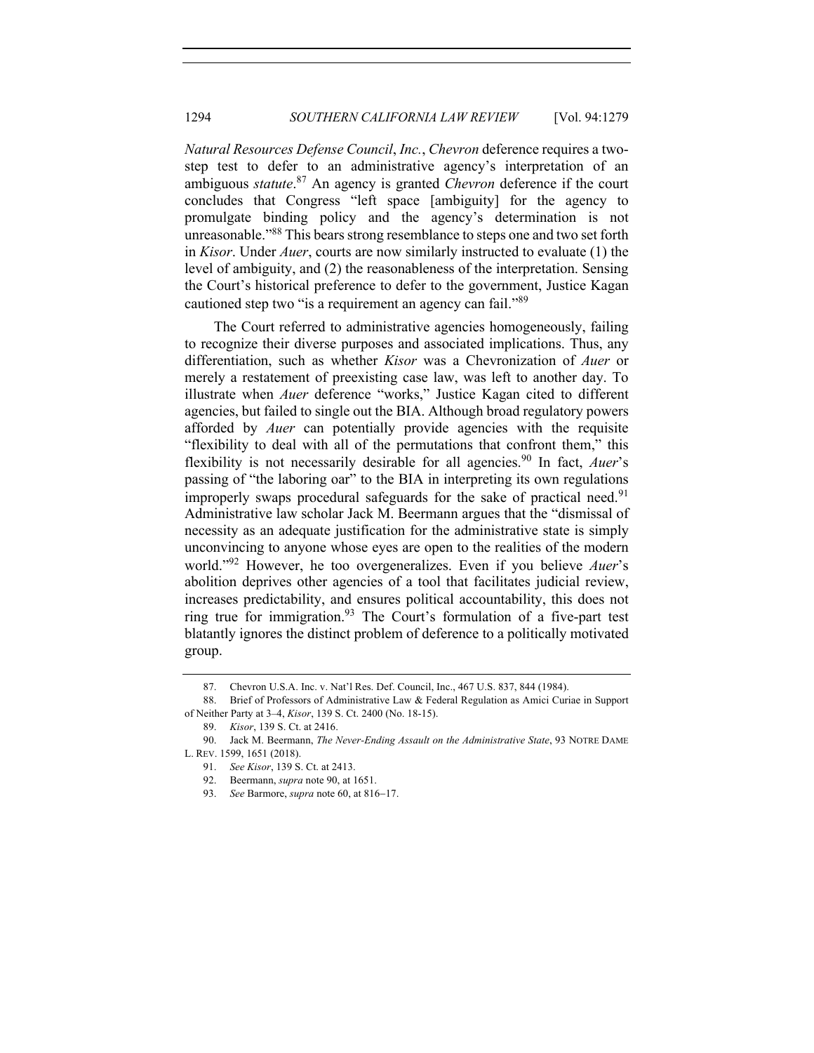*Natural Resources Defense Council*, *Inc.*, *Chevron* deference requires a two-step test to defer to an administrative agency's interpretation of an ambiguous *statute*.[87] An agency is granted *Chevron* deference if the court concludes that Congress "left space [ambiguity] for the agency to promulgate binding policy and the agency's determination is not unreasonable."[88] This bears strong resemblance to steps one and two set forth in *Kisor*. Under *Auer*, courts are now similarly instructed to evaluate (1) the level of ambiguity, and (2) the reasonableness of the interpretation. Sensing the Court's historical preference to defer to the government, Justice Kagan cautioned step two "is a requirement an agency can fail."[89]

The Court referred to administrative agencies homogeneously, failing to recognize their diverse purposes and associated implications. Thus, any differentiation, such as whether *Kisor* was a Chevronization of *Auer* or merely a restatement of preexisting case law, was left to another day. To illustrate when *Auer* deference "works," Justice Kagan cited to different agencies, but failed to single out the BIA. Although broad regulatory powers afforded by *Auer* can potentially provide agencies with the requisite "flexibility to deal with all of the permutations that confront them," this flexibility is not necessarily desirable for all agencies.[90] In fact, *Auer*'s passing of "the laboring oar" to the BIA in interpreting its own regulations improperly swaps procedural safeguards for the sake of practical need.[91] Administrative law scholar Jack M. Beermann argues that the "dismissal of necessity as an adequate justification for the administrative state is simply unconvincing to anyone whose eyes are open to the realities of the modern world."[92] However, he too overgeneralizes. Even if you believe *Auer*'s abolition deprives other agencies of a tool that facilitates judicial review, increases predictability, and ensures political accountability, this does not ring true for immigration.[93] The Court's formulation of a five-part test blatantly ignores the distinct problem of deference to a politically motivated group.

---

87. Chevron U.S.A. Inc. v. Nat'l Res. Def. Council, Inc., 467 U.S. 837, 844 (1984).

88. Brief of Professors of Administrative Law & Federal Regulation as Amici Curiae in Support of Neither Party at 3–4, *Kisor*, 139 S. Ct. 2400 (No. 18-15).

89. *Kisor*, 139 S. Ct. at 2416.

90. Jack M. Beermann, *The Never-Ending Assault on the Administrative State*, 93 NOTRE DAME L. REV. 1599, 1651 (2018).

91. *See Kisor*, 139 S. Ct. at 2413.

92. Beermann, *supra* note 90, at 1651.

93. *See* Barmore, *supra* note 60, at 816–17.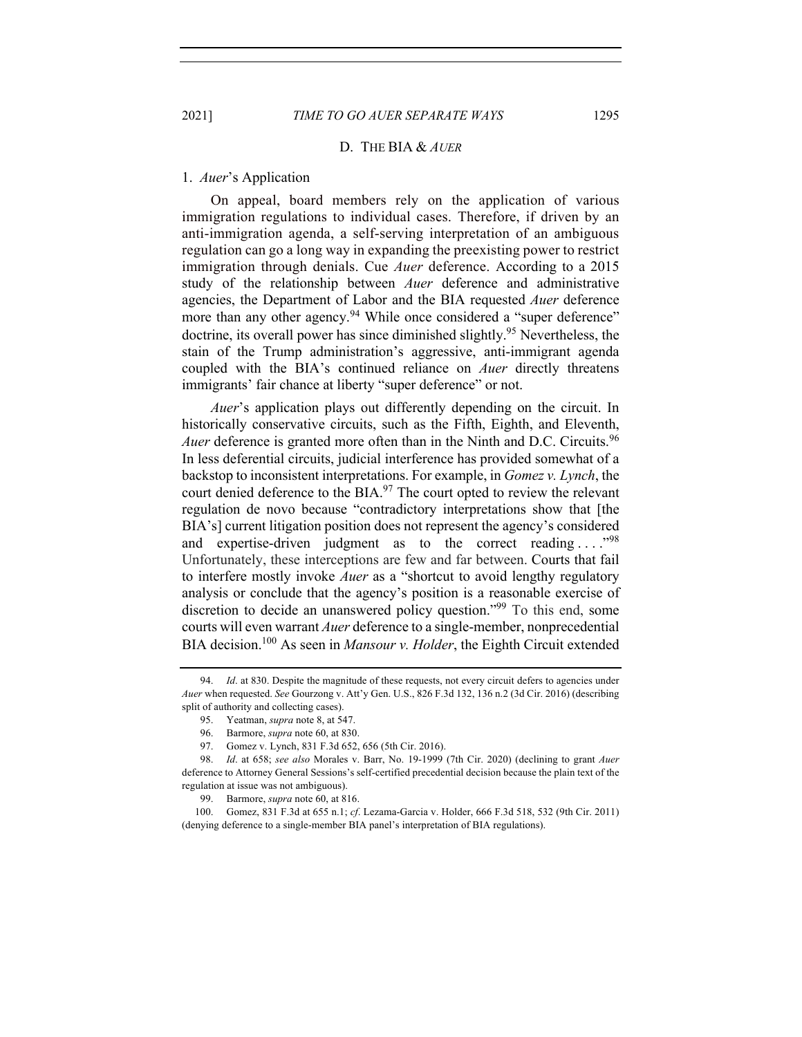### D. THE BIA & *AUER*

#### 1. *Auer*'s Application

On appeal, board members rely on the application of various immigration regulations to individual cases. Therefore, if driven by an anti-immigration agenda, a self-serving interpretation of an ambiguous regulation can go a long way in expanding the preexisting power to restrict immigration through denials. Cue *Auer* deference. According to a 2015 study of the relationship between *Auer* deference and administrative agencies, the Department of Labor and the BIA requested *Auer* deference more than any other agency.[94] While once considered a "super deference" doctrine, its overall power has since diminished slightly.[95] Nevertheless, the stain of the Trump administration's aggressive, anti-immigrant agenda coupled with the BIA's continued reliance on *Auer* directly threatens immigrants' fair chance at liberty "super deference" or not.

*Auer*'s application plays out differently depending on the circuit. In historically conservative circuits, such as the Fifth, Eighth, and Eleventh, *Auer* deference is granted more often than in the Ninth and D.C. Circuits.[96] In less deferential circuits, judicial interference has provided somewhat of a backstop to inconsistent interpretations. For example, in *Gomez v. Lynch*, the court denied deference to the BIA.[97] The court opted to review the relevant regulation de novo because "contradictory interpretations show that [the BIA's] current litigation position does not represent the agency's considered and expertise-driven judgment as to the correct reading . . . ."[98] Unfortunately, these interceptions are few and far between. Courts that fail to interfere mostly invoke *Auer* as a "shortcut to avoid lengthy regulatory analysis or conclude that the agency's position is a reasonable exercise of discretion to decide an unanswered policy question."[99] To this end, some courts will even warrant *Auer* deference to a single-member, nonprecedential BIA decision.[100] As seen in *Mansour v. Holder*, the Eighth Circuit extended

---

94. *Id*. at 830. Despite the magnitude of these requests, not every circuit defers to agencies under *Auer* when requested. *See* Gourzong v. Att'y Gen. U.S., 826 F.3d 132, 136 n.2 (3d Cir. 2016) (describing split of authority and collecting cases).

95. Yeatman, *supra* note 8, at 547.

96. Barmore, *supra* note 60, at 830.

97. Gomez v. Lynch, 831 F.3d 652, 656 (5th Cir. 2016).

98. *Id*. at 658; *see also* Morales v. Barr, No. 19-1999 (7th Cir. 2020) (declining to grant *Auer* deference to Attorney General Sessions's self-certified precedential decision because the plain text of the regulation at issue was not ambiguous).

99. Barmore, *supra* note 60, at 816.

100. Gomez, 831 F.3d at 655 n.1; *cf*. Lezama-Garcia v. Holder, 666 F.3d 518, 532 (9th Cir. 2011) (denying deference to a single-member BIA panel's interpretation of BIA regulations).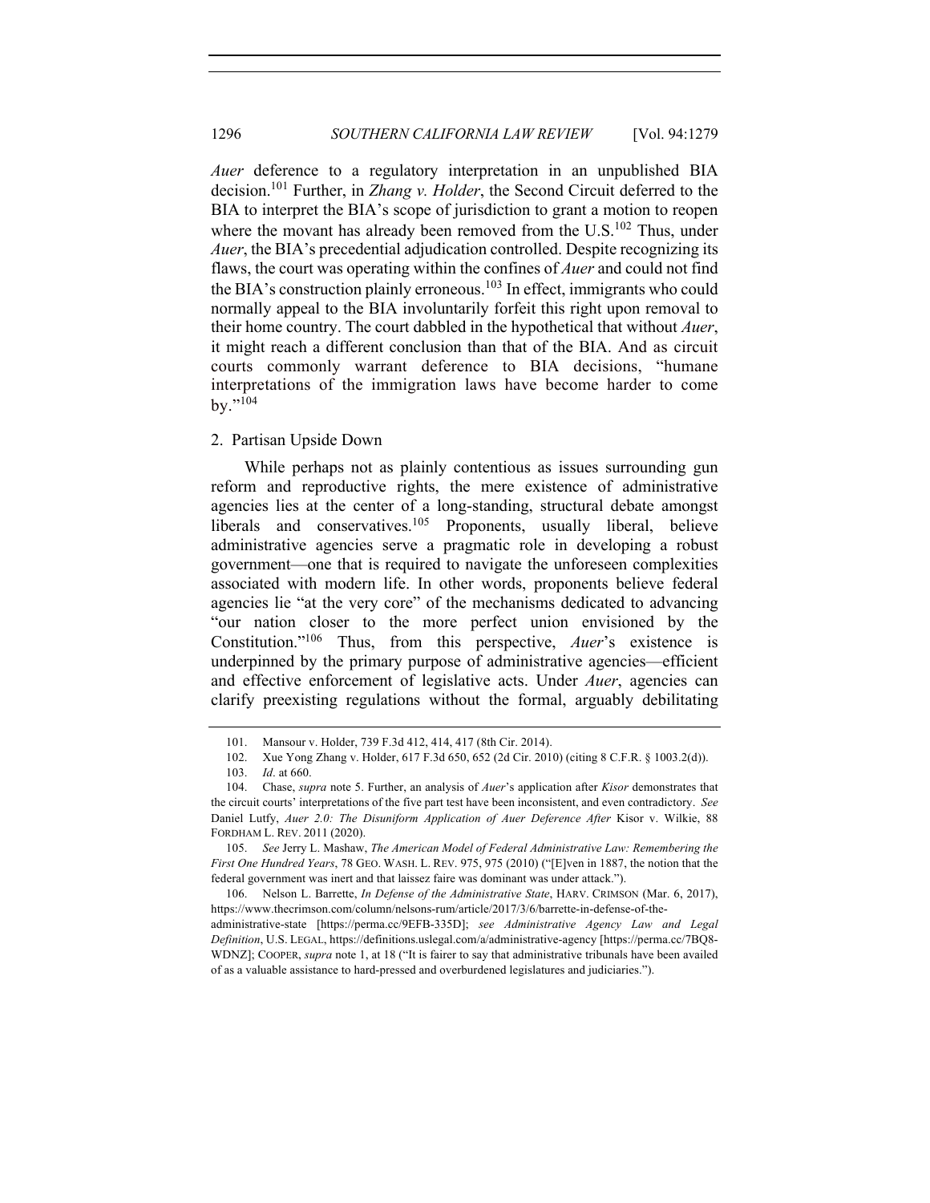*Auer* deference to a regulatory interpretation in an unpublished BIA decision.[101] Further, in *Zhang v. Holder*, the Second Circuit deferred to the BIA to interpret the BIA's scope of jurisdiction to grant a motion to reopen where the movant has already been removed from the U.S.[102] Thus, under *Auer*, the BIA's precedential adjudication controlled. Despite recognizing its flaws, the court was operating within the confines of *Auer* and could not find the BIA's construction plainly erroneous.[103] In effect, immigrants who could normally appeal to the BIA involuntarily forfeit this right upon removal to their home country. The court dabbled in the hypothetical that without *Auer*, it might reach a different conclusion than that of the BIA. And as circuit courts commonly warrant deference to BIA decisions, "humane interpretations of the immigration laws have become harder to come by."[104]

### 2. Partisan Upside Down

While perhaps not as plainly contentious as issues surrounding gun reform and reproductive rights, the mere existence of administrative agencies lies at the center of a long-standing, structural debate amongst liberals and conservatives.[105] Proponents, usually liberal, believe administrative agencies serve a pragmatic role in developing a robust government—one that is required to navigate the unforeseen complexities associated with modern life. In other words, proponents believe federal agencies lie "at the very core" of the mechanisms dedicated to advancing "our nation closer to the more perfect union envisioned by the Constitution."[106] Thus, from this perspective, *Auer*'s existence is underpinned by the primary purpose of administrative agencies—efficient and effective enforcement of legislative acts. Under *Auer*, agencies can clarify preexisting regulations without the formal, arguably debilitating

---

101. Mansour v. Holder, 739 F.3d 412, 414, 417 (8th Cir. 2014).

102. Xue Yong Zhang v. Holder, 617 F.3d 650, 652 (2d Cir. 2010) (citing 8 C.F.R. § 1003.2(d)).

103. *Id*. at 660.

104. Chase, *supra* note 5. Further, an analysis of *Auer*'s application after *Kisor* demonstrates that the circuit courts' interpretations of the five part test have been inconsistent, and even contradictory. *See* Daniel Lutfy, *Auer 2.0: The Disuniform Application of Auer Deference After* Kisor v. Wilkie, 88 FORDHAM L. REV. 2011 (2020).

105. *See* Jerry L. Mashaw, *The American Model of Federal Administrative Law: Remembering the First One Hundred Years*, 78 GEO. WASH. L. REV. 975, 975 (2010) ("[E]ven in 1887, the notion that the federal government was inert and that laissez faire was dominant was under attack.").

106. Nelson L. Barrette, *In Defense of the Administrative State*, HARV. CRIMSON (Mar. 6, 2017), https://www.thecrimson.com/column/nelsons-rum/article/2017/3/6/barrette-in-defense-of-the-administrative-state [https://perma.cc/9EFB-335D]; *see Administrative Agency Law and Legal Definition*, U.S. LEGAL, https://definitions.uslegal.com/a/administrative-agency [https://perma.cc/7BQ8-WDNZ]; COOPER, *supra* note 1, at 18 ("It is fairer to say that administrative tribunals have been availed of as a valuable assistance to hard-pressed and overburdened legislatures and judiciaries.").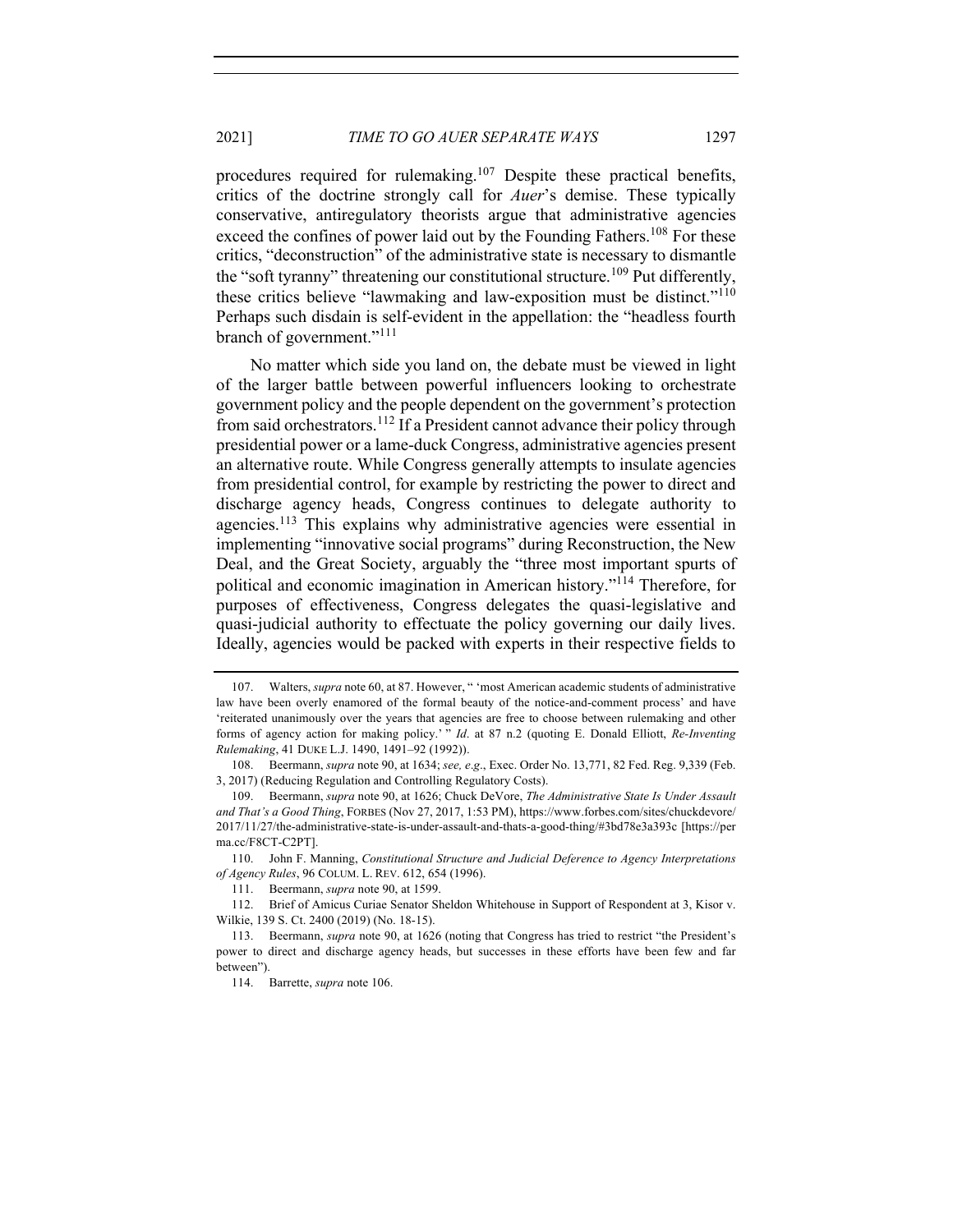procedures required for rulemaking.[107] Despite these practical benefits, critics of the doctrine strongly call for *Auer*'s demise. These typically conservative, antiregulatory theorists argue that administrative agencies exceed the confines of power laid out by the Founding Fathers.[108] For these critics, "deconstruction" of the administrative state is necessary to dismantle the "soft tyranny" threatening our constitutional structure.[109] Put differently, these critics believe "lawmaking and law-exposition must be distinct."[110] Perhaps such disdain is self-evident in the appellation: the "headless fourth branch of government."[111]

No matter which side you land on, the debate must be viewed in light of the larger battle between powerful influencers looking to orchestrate government policy and the people dependent on the government's protection from said orchestrators.[112] If a President cannot advance their policy through presidential power or a lame-duck Congress, administrative agencies present an alternative route. While Congress generally attempts to insulate agencies from presidential control, for example by restricting the power to direct and discharge agency heads, Congress continues to delegate authority to agencies.[113] This explains why administrative agencies were essential in implementing "innovative social programs" during Reconstruction, the New Deal, and the Great Society, arguably the "three most important spurts of political and economic imagination in American history."[114] Therefore, for purposes of effectiveness, Congress delegates the quasi-legislative and quasi-judicial authority to effectuate the policy governing our daily lives. Ideally, agencies would be packed with experts in their respective fields to

107. Walters, *supra* note 60, at 87. However, " 'most American academic students of administrative law have been overly enamored of the formal beauty of the notice-and-comment process' and have 'reiterated unanimously over the years that agencies are free to choose between rulemaking and other forms of agency action for making policy.' " *Id*. at 87 n.2 (quoting E. Donald Elliott, *Re-Inventing Rulemaking*, 41 DUKE L.J. 1490, 1491–92 (1992)).

108. Beermann, *supra* note 90, at 1634; *see, e.g*., Exec. Order No. 13,771, 82 Fed. Reg. 9,339 (Feb. 3, 2017) (Reducing Regulation and Controlling Regulatory Costs).

109. Beermann, *supra* note 90, at 1626; Chuck DeVore, *The Administrative State Is Under Assault and That's a Good Thing*, FORBES (Nov 27, 2017, 1:53 PM), https://www.forbes.com/sites/chuckdevore/2017/11/27/the-administrative-state-is-under-assault-and-thats-a-good-thing/#3bd78e3a393c [https://perma.cc/F8CT-C2PT].

110. John F. Manning, *Constitutional Structure and Judicial Deference to Agency Interpretations of Agency Rules*, 96 COLUM. L. REV. 612, 654 (1996).

111. Beermann, *supra* note 90, at 1599.

112. Brief of Amicus Curiae Senator Sheldon Whitehouse in Support of Respondent at 3, Kisor v. Wilkie, 139 S. Ct. 2400 (2019) (No. 18-15).

113. Beermann, *supra* note 90, at 1626 (noting that Congress has tried to restrict "the President's power to direct and discharge agency heads, but successes in these efforts have been few and far between").

114. Barrette, *supra* note 106.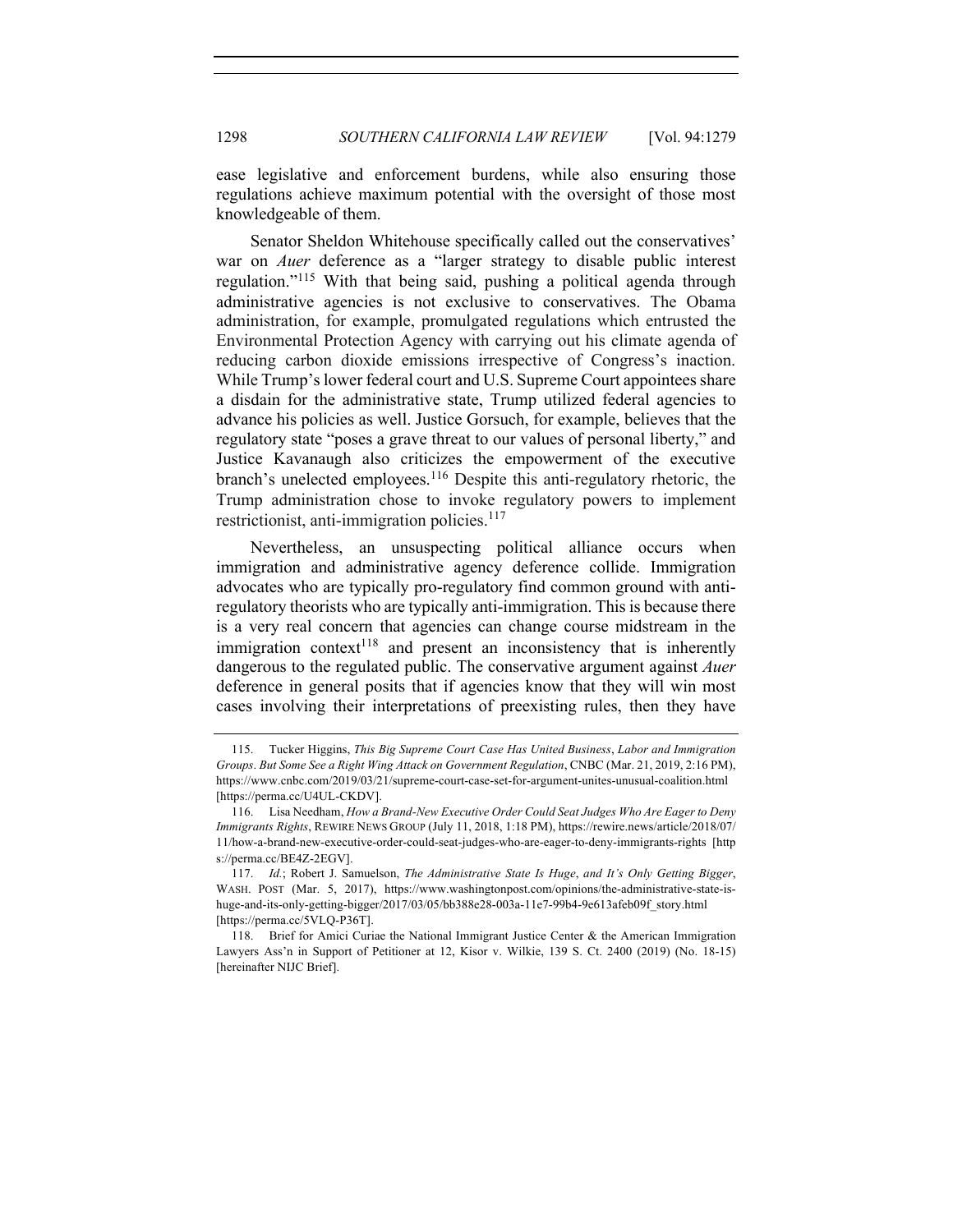ease legislative and enforcement burdens, while also ensuring those regulations achieve maximum potential with the oversight of those most knowledgeable of them.

Senator Sheldon Whitehouse specifically called out the conservatives' war on *Auer* deference as a "larger strategy to disable public interest regulation."[115] With that being said, pushing a political agenda through administrative agencies is not exclusive to conservatives. The Obama administration, for example, promulgated regulations which entrusted the Environmental Protection Agency with carrying out his climate agenda of reducing carbon dioxide emissions irrespective of Congress's inaction. While Trump's lower federal court and U.S. Supreme Court appointees share a disdain for the administrative state, Trump utilized federal agencies to advance his policies as well. Justice Gorsuch, for example, believes that the regulatory state "poses a grave threat to our values of personal liberty," and Justice Kavanaugh also criticizes the empowerment of the executive branch's unelected employees.[116] Despite this anti-regulatory rhetoric, the Trump administration chose to invoke regulatory powers to implement restrictionist, anti-immigration policies.[117]

Nevertheless, an unsuspecting political alliance occurs when immigration and administrative agency deference collide. Immigration advocates who are typically pro-regulatory find common ground with anti-regulatory theorists who are typically anti-immigration. This is because there is a very real concern that agencies can change course midstream in the immigration context[118] and present an inconsistency that is inherently dangerous to the regulated public. The conservative argument against *Auer* deference in general posits that if agencies know that they will win most cases involving their interpretations of preexisting rules, then they have

---

115. Tucker Higgins, *This Big Supreme Court Case Has United Business*, *Labor and Immigration Groups*. *But Some See a Right Wing Attack on Government Regulation*, CNBC (Mar. 21, 2019, 2:16 PM), https://www.cnbc.com/2019/03/21/supreme-court-case-set-for-argument-unites-unusual-coalition.html [https://perma.cc/U4UL-CKDV].

116. Lisa Needham, *How a Brand-New Executive Order Could Seat Judges Who Are Eager to Deny Immigrants Rights*, REWIRE NEWS GROUP (July 11, 2018, 1:18 PM), https://rewire.news/article/2018/07/11/how-a-brand-new-executive-order-could-seat-judges-who-are-eager-to-deny-immigrants-rights [https://perma.cc/BE4Z-2EGV].

117. *Id.*; Robert J. Samuelson, *The Administrative State Is Huge*, *and It's Only Getting Bigger*, WASH. POST (Mar. 5, 2017), https://www.washingtonpost.com/opinions/the-administrative-state-is-huge-and-its-only-getting-bigger/2017/03/05/bb388e28-003a-11e7-99b4-9e613afeb09f_story.html [https://perma.cc/5VLQ-P36T].

118. Brief for Amici Curiae the National Immigrant Justice Center & the American Immigration Lawyers Ass'n in Support of Petitioner at 12, Kisor v. Wilkie, 139 S. Ct. 2400 (2019) (No. 18-15) [hereinafter NIJC Brief].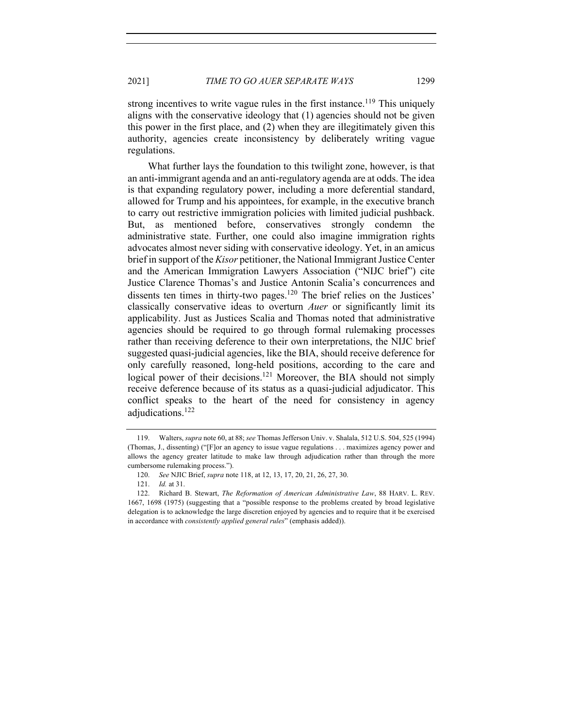strong incentives to write vague rules in the first instance.[119] This uniquely aligns with the conservative ideology that (1) agencies should not be given this power in the first place, and (2) when they are illegitimately given this authority, agencies create inconsistency by deliberately writing vague regulations.

What further lays the foundation to this twilight zone, however, is that an anti-immigrant agenda and an anti-regulatory agenda are at odds. The idea is that expanding regulatory power, including a more deferential standard, allowed for Trump and his appointees, for example, in the executive branch to carry out restrictive immigration policies with limited judicial pushback. But, as mentioned before, conservatives strongly condemn the administrative state. Further, one could also imagine immigration rights advocates almost never siding with conservative ideology. Yet, in an amicus brief in support of the *Kisor* petitioner, the National Immigrant Justice Center and the American Immigration Lawyers Association ("NIJC brief") cite Justice Clarence Thomas's and Justice Antonin Scalia's concurrences and dissents ten times in thirty-two pages.[120] The brief relies on the Justices' classically conservative ideas to overturn *Auer* or significantly limit its applicability. Just as Justices Scalia and Thomas noted that administrative agencies should be required to go through formal rulemaking processes rather than receiving deference to their own interpretations, the NIJC brief suggested quasi-judicial agencies, like the BIA, should receive deference for only carefully reasoned, long-held positions, according to the care and logical power of their decisions.[121] Moreover, the BIA should not simply receive deference because of its status as a quasi-judicial adjudicator. This conflict speaks to the heart of the need for consistency in agency adjudications.[122]

---

119. Walters, *supra* note 60, at 88; *see* Thomas Jefferson Univ. v. Shalala, 512 U.S. 504, 525 (1994) (Thomas, J., dissenting) ("[F]or an agency to issue vague regulations . . . maximizes agency power and allows the agency greater latitude to make law through adjudication rather than through the more cumbersome rulemaking process.").

120. *See* NJIC Brief, *supra* note 118, at 12, 13, 17, 20, 21, 26, 27, 30.

121. *Id.* at 31.

122. Richard B. Stewart, *The Reformation of American Administrative Law*, 88 HARV. L. REV. 1667, 1698 (1975) (suggesting that a "possible response to the problems created by broad legislative delegation is to acknowledge the large discretion enjoyed by agencies and to require that it be exercised in accordance with *consistently applied general rules*" (emphasis added)).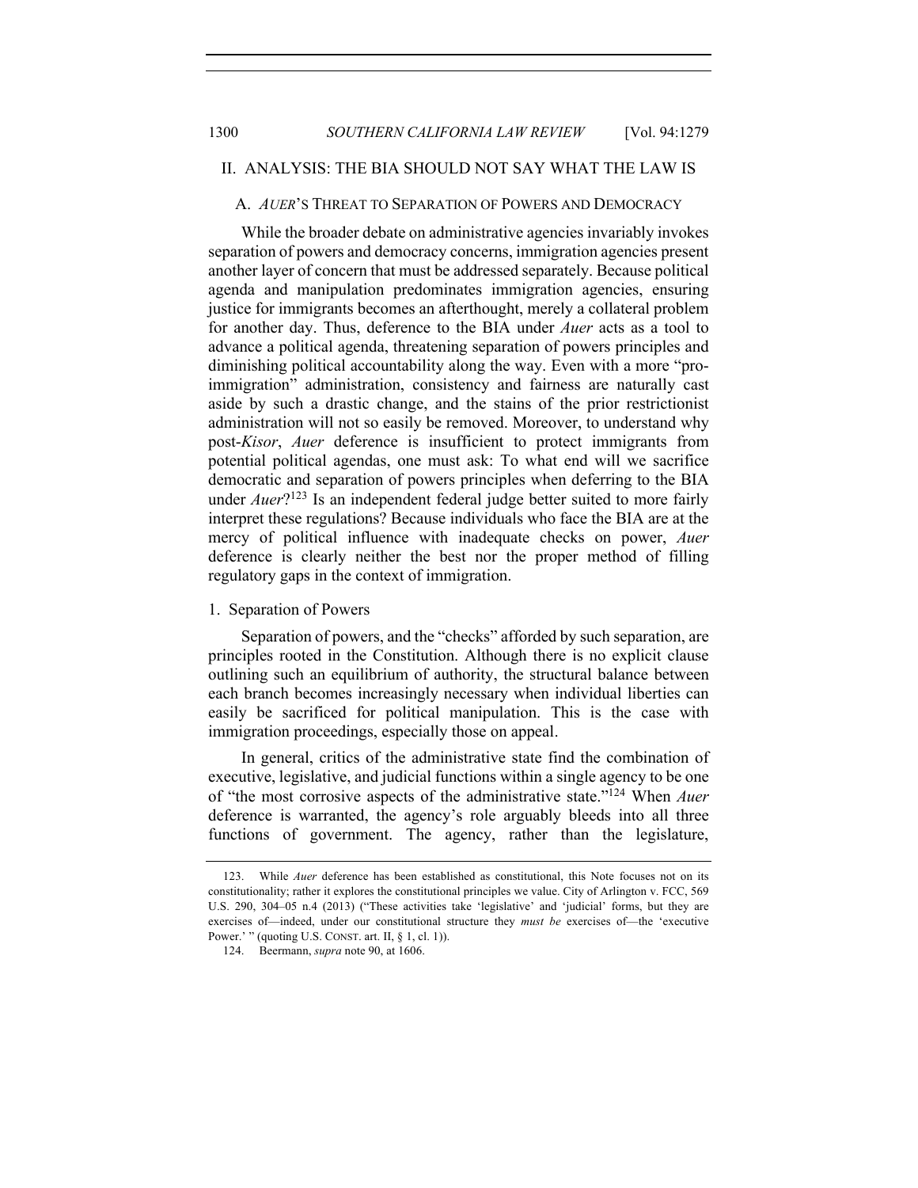## II. ANALYSIS: THE BIA SHOULD NOT SAY WHAT THE LAW IS

### A. *AUER*'S THREAT TO SEPARATION OF POWERS AND DEMOCRACY

While the broader debate on administrative agencies invariably invokes separation of powers and democracy concerns, immigration agencies present another layer of concern that must be addressed separately. Because political agenda and manipulation predominates immigration agencies, ensuring justice for immigrants becomes an afterthought, merely a collateral problem for another day. Thus, deference to the BIA under *Auer* acts as a tool to advance a political agenda, threatening separation of powers principles and diminishing political accountability along the way. Even with a more "pro-immigration" administration, consistency and fairness are naturally cast aside by such a drastic change, and the stains of the prior restrictionist administration will not so easily be removed. Moreover, to understand why post-*Kisor*, *Auer* deference is insufficient to protect immigrants from potential political agendas, one must ask: To what end will we sacrifice democratic and separation of powers principles when deferring to the BIA under *Auer*?[123] Is an independent federal judge better suited to more fairly interpret these regulations? Because individuals who face the BIA are at the mercy of political influence with inadequate checks on power, *Auer* deference is clearly neither the best nor the proper method of filling regulatory gaps in the context of immigration.

#### 1. Separation of Powers

Separation of powers, and the "checks" afforded by such separation, are principles rooted in the Constitution. Although there is no explicit clause outlining such an equilibrium of authority, the structural balance between each branch becomes increasingly necessary when individual liberties can easily be sacrificed for political manipulation. This is the case with immigration proceedings, especially those on appeal.

In general, critics of the administrative state find the combination of executive, legislative, and judicial functions within a single agency to be one of "the most corrosive aspects of the administrative state."[124] When *Auer* deference is warranted, the agency's role arguably bleeds into all three functions of government. The agency, rather than the legislature,

---

123. While *Auer* deference has been established as constitutional, this Note focuses not on its constitutionality; rather it explores the constitutional principles we value. City of Arlington v. FCC, 569 U.S. 290, 304–05 n.4 (2013) ("These activities take 'legislative' and 'judicial' forms, but they are exercises of—indeed, under our constitutional structure they *must be* exercises of—the 'executive Power.' " (quoting U.S. CONST. art. II, § 1, cl. 1)).

124. Beermann, *supra* note 90, at 1606.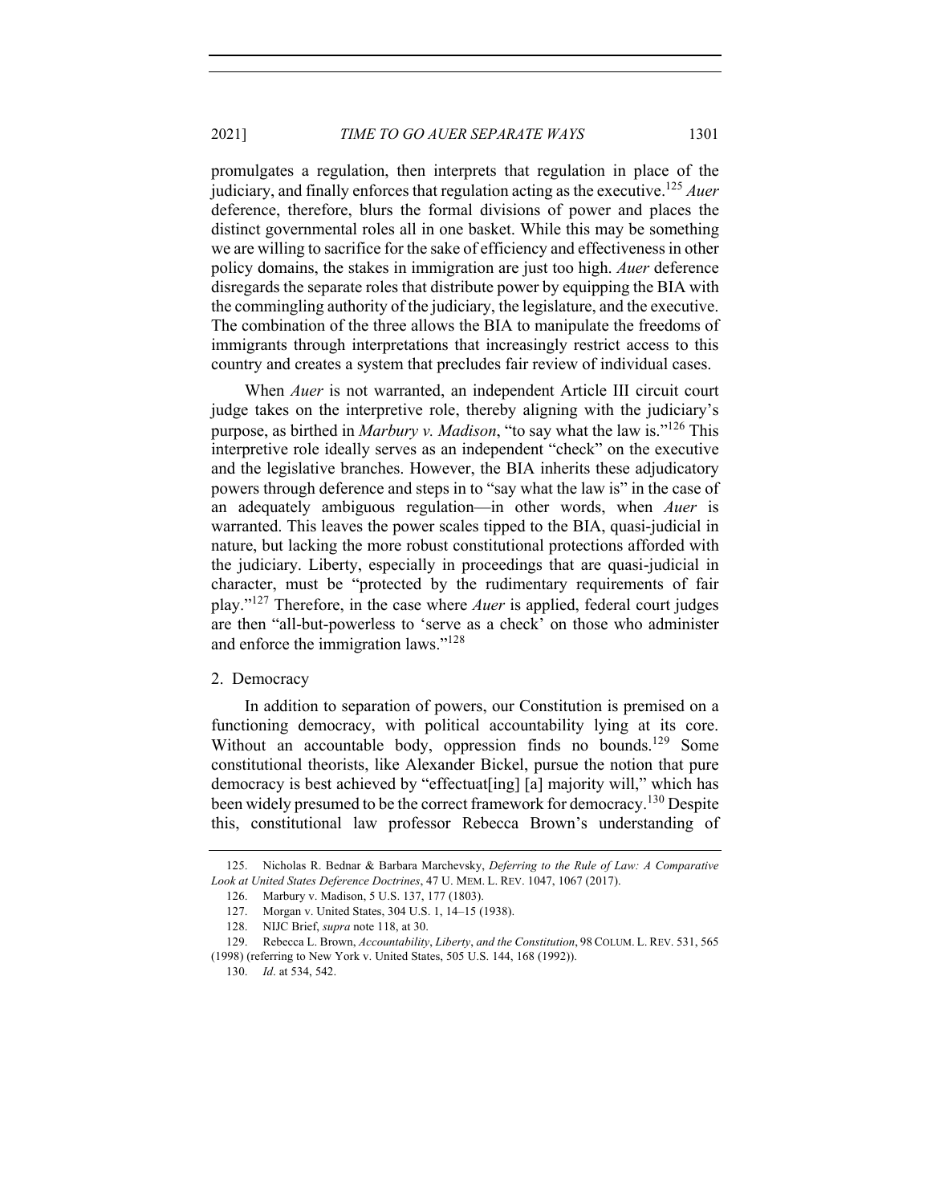promulgates a regulation, then interprets that regulation in place of the judiciary, and finally enforces that regulation acting as the executive.[125] *Auer* deference, therefore, blurs the formal divisions of power and places the distinct governmental roles all in one basket. While this may be something we are willing to sacrifice for the sake of efficiency and effectiveness in other policy domains, the stakes in immigration are just too high. *Auer* deference disregards the separate roles that distribute power by equipping the BIA with the commingling authority of the judiciary, the legislature, and the executive. The combination of the three allows the BIA to manipulate the freedoms of immigrants through interpretations that increasingly restrict access to this country and creates a system that precludes fair review of individual cases.

When *Auer* is not warranted, an independent Article III circuit court judge takes on the interpretive role, thereby aligning with the judiciary's purpose, as birthed in *Marbury v. Madison*, "to say what the law is."[126] This interpretive role ideally serves as an independent "check" on the executive and the legislative branches. However, the BIA inherits these adjudicatory powers through deference and steps in to "say what the law is" in the case of an adequately ambiguous regulation—in other words, when *Auer* is warranted. This leaves the power scales tipped to the BIA, quasi-judicial in nature, but lacking the more robust constitutional protections afforded with the judiciary. Liberty, especially in proceedings that are quasi-judicial in character, must be "protected by the rudimentary requirements of fair play."[127] Therefore, in the case where *Auer* is applied, federal court judges are then "all-but-powerless to 'serve as a check' on those who administer and enforce the immigration laws."[128]

2. Democracy

In addition to separation of powers, our Constitution is premised on a functioning democracy, with political accountability lying at its core. Without an accountable body, oppression finds no bounds.[129] Some constitutional theorists, like Alexander Bickel, pursue the notion that pure democracy is best achieved by "effectuat[ing] [a] majority will," which has been widely presumed to be the correct framework for democracy.[130] Despite this, constitutional law professor Rebecca Brown's understanding of

---

125. Nicholas R. Bednar & Barbara Marchevsky, *Deferring to the Rule of Law: A Comparative Look at United States Deference Doctrines*, 47 U. MEM. L. REV. 1047, 1067 (2017).

126. Marbury v. Madison, 5 U.S. 137, 177 (1803).

127. Morgan v. United States, 304 U.S. 1, 14–15 (1938).

128. NIJC Brief, *supra* note 118, at 30.

129. Rebecca L. Brown, *Accountability*, *Liberty*, *and the Constitution*, 98 COLUM. L. REV. 531, 565 (1998) (referring to New York v. United States, 505 U.S. 144, 168 (1992)).

130. *Id*. at 534, 542.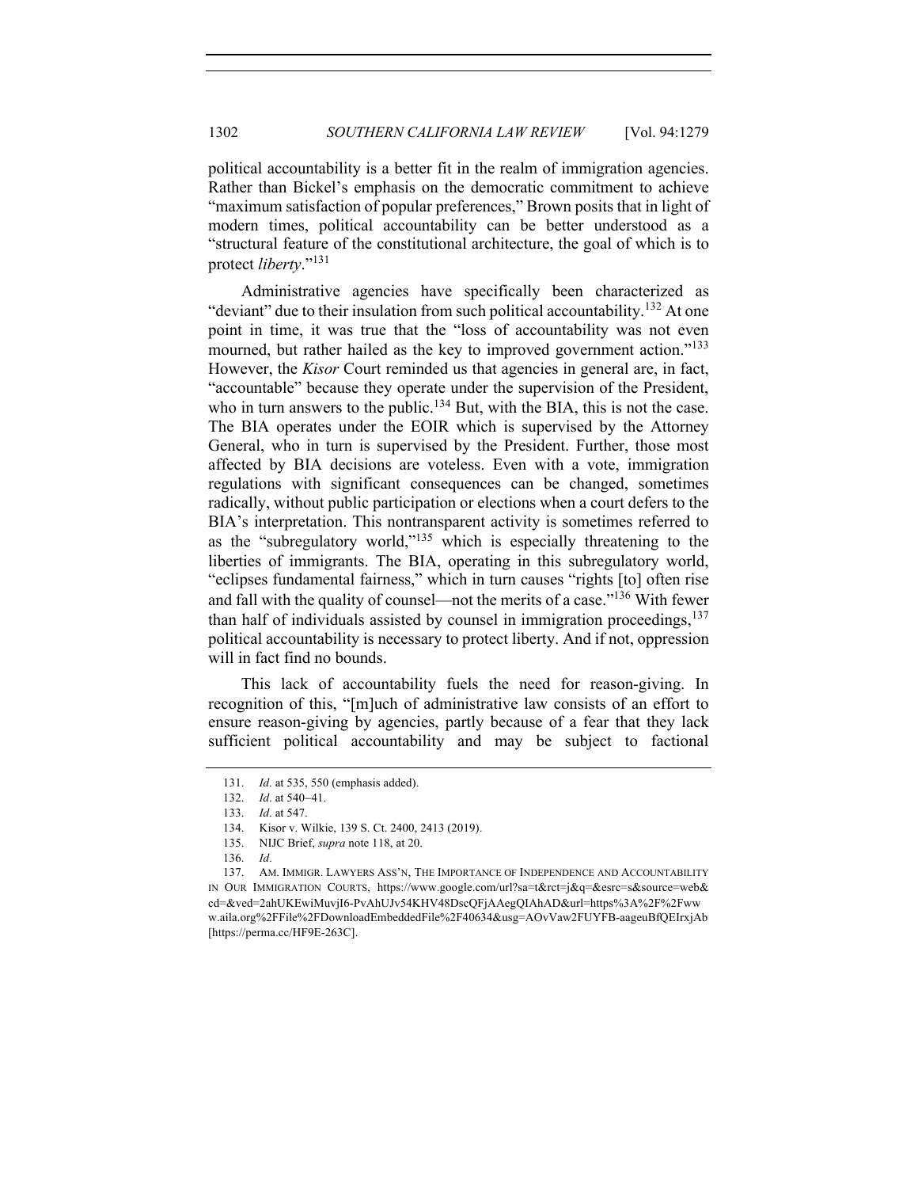political accountability is a better fit in the realm of immigration agencies. Rather than Bickel's emphasis on the democratic commitment to achieve "maximum satisfaction of popular preferences," Brown posits that in light of modern times, political accountability can be better understood as a "structural feature of the constitutional architecture, the goal of which is to protect *liberty*."[131]

Administrative agencies have specifically been characterized as "deviant" due to their insulation from such political accountability.[132] At one point in time, it was true that the "loss of accountability was not even mourned, but rather hailed as the key to improved government action."[133] However, the *Kisor* Court reminded us that agencies in general are, in fact, "accountable" because they operate under the supervision of the President, who in turn answers to the public.[134] But, with the BIA, this is not the case. The BIA operates under the EOIR which is supervised by the Attorney General, who in turn is supervised by the President. Further, those most affected by BIA decisions are voteless. Even with a vote, immigration regulations with significant consequences can be changed, sometimes radically, without public participation or elections when a court defers to the BIA's interpretation. This nontransparent activity is sometimes referred to as the "subregulatory world,"[135] which is especially threatening to the liberties of immigrants. The BIA, operating in this subregulatory world, "eclipses fundamental fairness," which in turn causes "rights [to] often rise and fall with the quality of counsel—not the merits of a case."[136] With fewer than half of individuals assisted by counsel in immigration proceedings,[137] political accountability is necessary to protect liberty. And if not, oppression will in fact find no bounds.

This lack of accountability fuels the need for reason-giving. In recognition of this, "[m]uch of administrative law consists of an effort to ensure reason-giving by agencies, partly because of a fear that they lack sufficient political accountability and may be subject to factional

---

131. *Id*. at 535, 550 (emphasis added).

132. *Id*. at 540–41.

133. *Id*. at 547.

134. Kisor v. Wilkie, 139 S. Ct. 2400, 2413 (2019).

135. NIJC Brief, *supra* note 118, at 20.

136. *Id*.

137. AM. IMMIGR. LAWYERS ASS'N, THE IMPORTANCE OF INDEPENDENCE AND ACCOUNTABILITY IN OUR IMMIGRATION COURTS, https://www.google.com/url?sa=t&rct=j&q=&esrc=s&source=web&cd=&ved=2ahUKEwiMuvjI6-PvAhUJv54KHV48DscQFjAAegQIAhAD&url=https%3A%2F%2Fwww.aila.org%2FFile%2FDownloadEmbeddedFile%2F40634&usg=AOvVaw2FUYFB-aageuBfQEIrxjAb [https://perma.cc/HF9E-263C].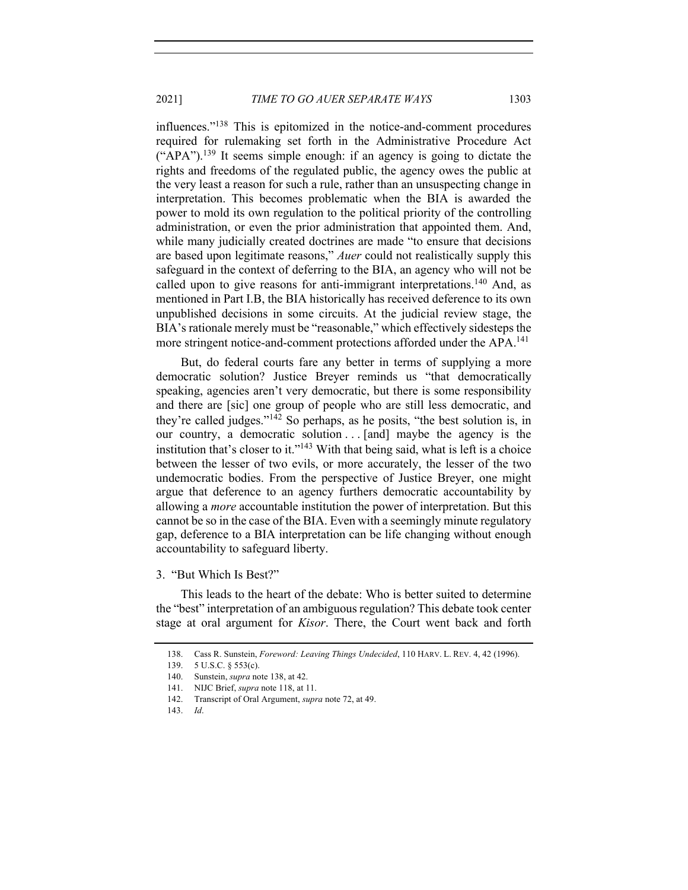influences."[138] This is epitomized in the notice-and-comment procedures required for rulemaking set forth in the Administrative Procedure Act ("APA").[139] It seems simple enough: if an agency is going to dictate the rights and freedoms of the regulated public, the agency owes the public at the very least a reason for such a rule, rather than an unsuspecting change in interpretation. This becomes problematic when the BIA is awarded the power to mold its own regulation to the political priority of the controlling administration, or even the prior administration that appointed them. And, while many judicially created doctrines are made "to ensure that decisions are based upon legitimate reasons," *Auer* could not realistically supply this safeguard in the context of deferring to the BIA, an agency who will not be called upon to give reasons for anti-immigrant interpretations.[140] And, as mentioned in Part I.B, the BIA historically has received deference to its own unpublished decisions in some circuits. At the judicial review stage, the BIA's rationale merely must be "reasonable," which effectively sidesteps the more stringent notice-and-comment protections afforded under the APA.[141]

But, do federal courts fare any better in terms of supplying a more democratic solution? Justice Breyer reminds us "that democratically speaking, agencies aren't very democratic, but there is some responsibility and there are [sic] one group of people who are still less democratic, and they're called judges."[142] So perhaps, as he posits, "the best solution is, in our country, a democratic solution . . . [and] maybe the agency is the institution that's closer to it."[143] With that being said, what is left is a choice between the lesser of two evils, or more accurately, the lesser of the two undemocratic bodies. From the perspective of Justice Breyer, one might argue that deference to an agency furthers democratic accountability by allowing a *more* accountable institution the power of interpretation. But this cannot be so in the case of the BIA. Even with a seemingly minute regulatory gap, deference to a BIA interpretation can be life changing without enough accountability to safeguard liberty.

### 3. "But Which Is Best?"

This leads to the heart of the debate: Who is better suited to determine the "best" interpretation of an ambiguous regulation? This debate took center stage at oral argument for *Kisor*. There, the Court went back and forth

138. Cass R. Sunstein, *Foreword: Leaving Things Undecided*, 110 HARV. L. REV. 4, 42 (1996).

139. 5 U.S.C. § 553(c).

140. Sunstein, *supra* note 138, at 42.

141. NIJC Brief, *supra* note 118, at 11.

142. Transcript of Oral Argument, *supra* note 72, at 49.

143. *Id*.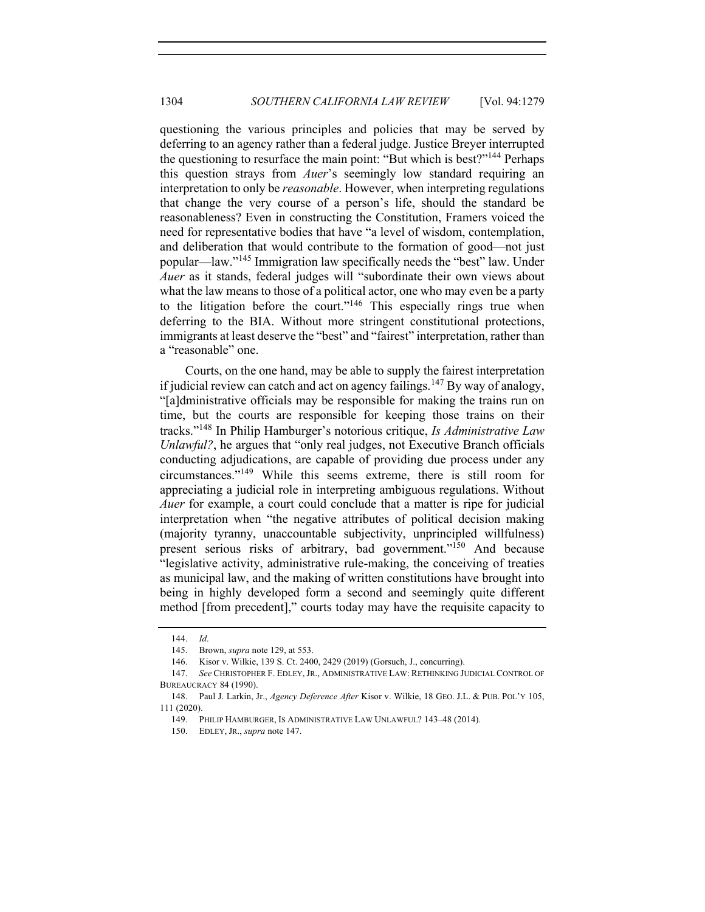questioning the various principles and policies that may be served by deferring to an agency rather than a federal judge. Justice Breyer interrupted the questioning to resurface the main point: "But which is best?"[144] Perhaps this question strays from *Auer*'s seemingly low standard requiring an interpretation to only be *reasonable*. However, when interpreting regulations that change the very course of a person's life, should the standard be reasonableness? Even in constructing the Constitution, Framers voiced the need for representative bodies that have "a level of wisdom, contemplation, and deliberation that would contribute to the formation of good—not just popular—law."[145] Immigration law specifically needs the "best" law. Under *Auer* as it stands, federal judges will "subordinate their own views about what the law means to those of a political actor, one who may even be a party to the litigation before the court."[146] This especially rings true when deferring to the BIA. Without more stringent constitutional protections, immigrants at least deserve the "best" and "fairest" interpretation, rather than a "reasonable" one.

Courts, on the one hand, may be able to supply the fairest interpretation if judicial review can catch and act on agency failings.[147] By way of analogy, "[a]dministrative officials may be responsible for making the trains run on time, but the courts are responsible for keeping those trains on their tracks."[148] In Philip Hamburger's notorious critique, *Is Administrative Law Unlawful?*, he argues that "only real judges, not Executive Branch officials conducting adjudications, are capable of providing due process under any circumstances."[149] While this seems extreme, there is still room for appreciating a judicial role in interpreting ambiguous regulations. Without *Auer* for example, a court could conclude that a matter is ripe for judicial interpretation when "the negative attributes of political decision making (majority tyranny, unaccountable subjectivity, unprincipled willfulness) present serious risks of arbitrary, bad government."[150] And because "legislative activity, administrative rule-making, the conceiving of treaties as municipal law, and the making of written constitutions have brought into being in highly developed form a second and seemingly quite different method [from precedent]," courts today may have the requisite capacity to

144. *Id*.

145. Brown, *supra* note 129, at 553.

146. Kisor v. Wilkie, 139 S. Ct. 2400, 2429 (2019) (Gorsuch, J., concurring).

147. *See* CHRISTOPHER F. EDLEY, JR., ADMINISTRATIVE LAW: RETHINKING JUDICIAL CONTROL OF BUREAUCRACY 84 (1990).

148. Paul J. Larkin, Jr., *Agency Deference After* Kisor v. Wilkie, 18 GEO. J.L. & PUB. POL'Y 105, 111 (2020).

149. PHILIP HAMBURGER, IS ADMINISTRATIVE LAW UNLAWFUL? 143–48 (2014).

150. EDLEY, JR., *supra* note 147.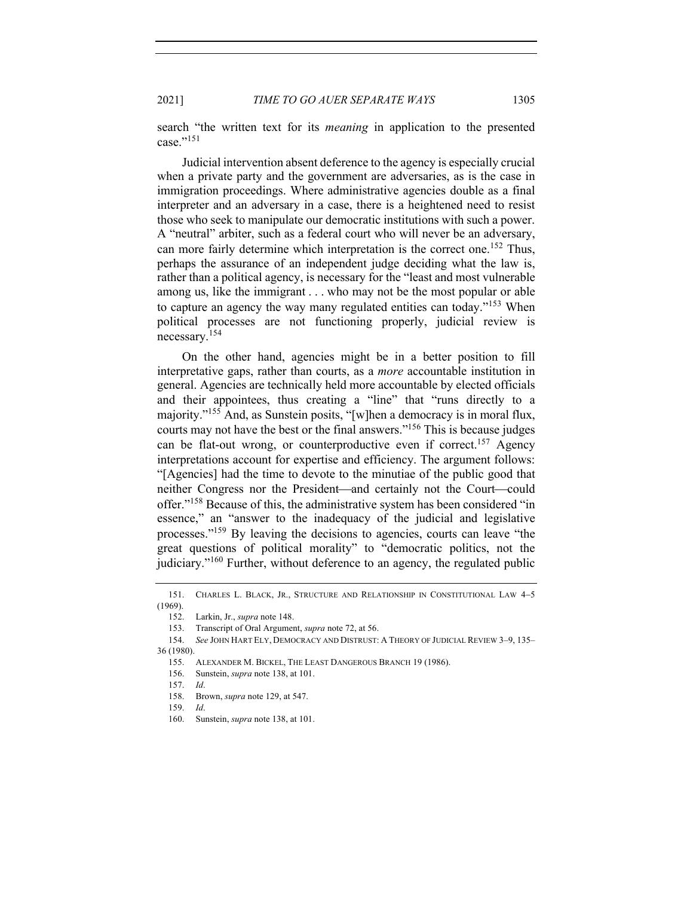search "the written text for its *meaning* in application to the presented case."[151]

Judicial intervention absent deference to the agency is especially crucial when a private party and the government are adversaries, as is the case in immigration proceedings. Where administrative agencies double as a final interpreter and an adversary in a case, there is a heightened need to resist those who seek to manipulate our democratic institutions with such a power. A "neutral" arbiter, such as a federal court who will never be an adversary, can more fairly determine which interpretation is the correct one.[152] Thus, perhaps the assurance of an independent judge deciding what the law is, rather than a political agency, is necessary for the "least and most vulnerable among us, like the immigrant . . . who may not be the most popular or able to capture an agency the way many regulated entities can today."[153] When political processes are not functioning properly, judicial review is necessary.[154]

On the other hand, agencies might be in a better position to fill interpretative gaps, rather than courts, as a *more* accountable institution in general. Agencies are technically held more accountable by elected officials and their appointees, thus creating a "line" that "runs directly to a majority."[155] And, as Sunstein posits, "[w]hen a democracy is in moral flux, courts may not have the best or the final answers."[156] This is because judges can be flat-out wrong, or counterproductive even if correct.[157] Agency interpretations account for expertise and efficiency. The argument follows: "[Agencies] had the time to devote to the minutiae of the public good that neither Congress nor the President—and certainly not the Court—could offer."[158] Because of this, the administrative system has been considered "in essence," an "answer to the inadequacy of the judicial and legislative processes."[159] By leaving the decisions to agencies, courts can leave "the great questions of political morality" to "democratic politics, not the judiciary."[160] Further, without deference to an agency, the regulated public

---

151. CHARLES L. BLACK, JR., STRUCTURE AND RELATIONSHIP IN CONSTITUTIONAL LAW 4–5 (1969).

152. Larkin, Jr., *supra* note 148.

153. Transcript of Oral Argument, *supra* note 72, at 56.

154. *See* JOHN HART ELY, DEMOCRACY AND DISTRUST: A THEORY OF JUDICIAL REVIEW 3–9, 135–36 (1980).

155. ALEXANDER M. BICKEL, THE LEAST DANGEROUS BRANCH 19 (1986).

156. Sunstein, *supra* note 138, at 101.

157. *Id*.

158. Brown, *supra* note 129, at 547.

159. *Id*.

160. Sunstein, *supra* note 138, at 101.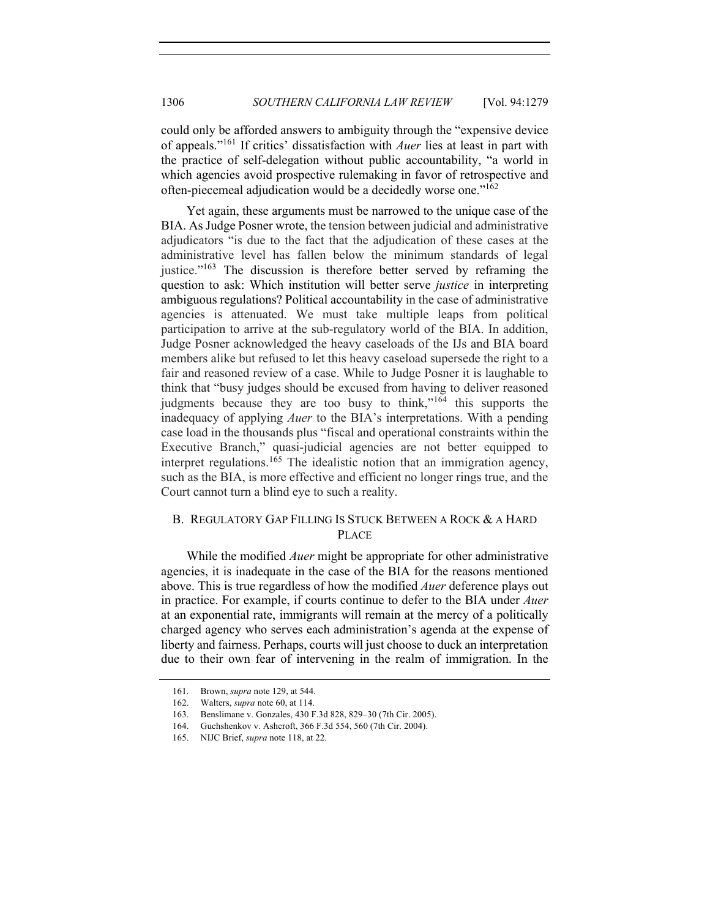could only be afforded answers to ambiguity through the "expensive device of appeals."[161] If critics' dissatisfaction with *Auer* lies at least in part with the practice of self-delegation without public accountability, "a world in which agencies avoid prospective rulemaking in favor of retrospective and often-piecemeal adjudication would be a decidedly worse one."[162]

Yet again, these arguments must be narrowed to the unique case of the BIA. As Judge Posner wrote, the tension between judicial and administrative adjudicators "is due to the fact that the adjudication of these cases at the administrative level has fallen below the minimum standards of legal justice."[163] The discussion is therefore better served by reframing the question to ask: Which institution will better serve *justice* in interpreting ambiguous regulations? Political accountability in the case of administrative agencies is attenuated. We must take multiple leaps from political participation to arrive at the sub-regulatory world of the BIA. In addition, Judge Posner acknowledged the heavy caseloads of the IJs and BIA board members alike but refused to let this heavy caseload supersede the right to a fair and reasoned review of a case. While to Judge Posner it is laughable to think that "busy judges should be excused from having to deliver reasoned judgments because they are too busy to think,"[164] this supports the inadequacy of applying *Auer* to the BIA's interpretations. With a pending case load in the thousands plus "fiscal and operational constraints within the Executive Branch," quasi-judicial agencies are not better equipped to interpret regulations.[165] The idealistic notion that an immigration agency, such as the BIA, is more effective and efficient no longer rings true, and the Court cannot turn a blind eye to such a reality.

## B. REGULATORY GAP FILLING IS STUCK BETWEEN A ROCK & A HARD PLACE

While the modified *Auer* might be appropriate for other administrative agencies, it is inadequate in the case of the BIA for the reasons mentioned above. This is true regardless of how the modified *Auer* deference plays out in practice. For example, if courts continue to defer to the BIA under *Auer* at an exponential rate, immigrants will remain at the mercy of a politically charged agency who serves each administration's agenda at the expense of liberty and fairness. Perhaps, courts will just choose to duck an interpretation due to their own fear of intervening in the realm of immigration. In the

---

161. Brown, *supra* note 129, at 544.

162. Walters, *supra* note 60, at 114.

163. Benslimane v. Gonzales, 430 F.3d 828, 829–30 (7th Cir. 2005).

164. Guchshenkov v. Ashcroft, 366 F.3d 554, 560 (7th Cir. 2004).

165. NIJC Brief, *supra* note 118, at 22.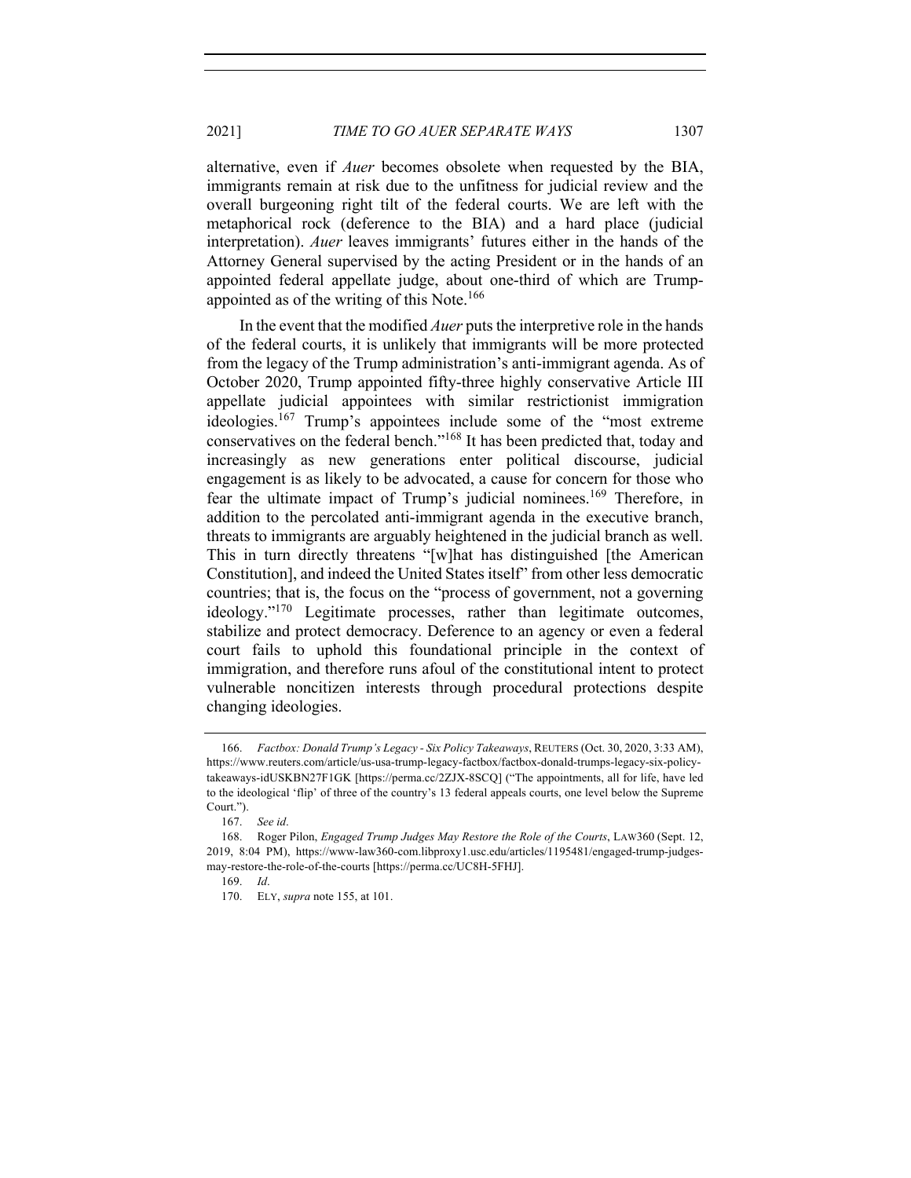alternative, even if *Auer* becomes obsolete when requested by the BIA, immigrants remain at risk due to the unfitness for judicial review and the overall burgeoning right tilt of the federal courts. We are left with the metaphorical rock (deference to the BIA) and a hard place (judicial interpretation). *Auer* leaves immigrants' futures either in the hands of the Attorney General supervised by the acting President or in the hands of an appointed federal appellate judge, about one-third of which are Trump-appointed as of the writing of this Note.[166]

In the event that the modified *Auer* puts the interpretive role in the hands of the federal courts, it is unlikely that immigrants will be more protected from the legacy of the Trump administration's anti-immigrant agenda. As of October 2020, Trump appointed fifty-three highly conservative Article III appellate judicial appointees with similar restrictionist immigration ideologies.[167] Trump's appointees include some of the "most extreme conservatives on the federal bench."[168] It has been predicted that, today and increasingly as new generations enter political discourse, judicial engagement is as likely to be advocated, a cause for concern for those who fear the ultimate impact of Trump's judicial nominees.[169] Therefore, in addition to the percolated anti-immigrant agenda in the executive branch, threats to immigrants are arguably heightened in the judicial branch as well. This in turn directly threatens "[w]hat has distinguished [the American Constitution], and indeed the United States itself" from other less democratic countries; that is, the focus on the "process of government, not a governing ideology."[170] Legitimate processes, rather than legitimate outcomes, stabilize and protect democracy. Deference to an agency or even a federal court fails to uphold this foundational principle in the context of immigration, and therefore runs afoul of the constitutional intent to protect vulnerable noncitizen interests through procedural protections despite changing ideologies.

---

166. *Factbox: Donald Trump's Legacy - Six Policy Takeaways*, REUTERS (Oct. 30, 2020, 3:33 AM), https://www.reuters.com/article/us-usa-trump-legacy-factbox/factbox-donald-trumps-legacy-six-policy-takeaways-idUSKBN27F1GK [https://perma.cc/2ZJX-8SCQ] ("The appointments, all for life, have led to the ideological 'flip' of three of the country's 13 federal appeals courts, one level below the Supreme Court.").

167. *See id.*

168. Roger Pilon, *Engaged Trump Judges May Restore the Role of the Courts*, LAW360 (Sept. 12, 2019, 8:04 PM), https://www-law360-com.libproxy1.usc.edu/articles/1195481/engaged-trump-judges-may-restore-the-role-of-the-courts [https://perma.cc/UC8H-5FHJ].

169. *Id.*

170. ELY, *supra* note 155, at 101.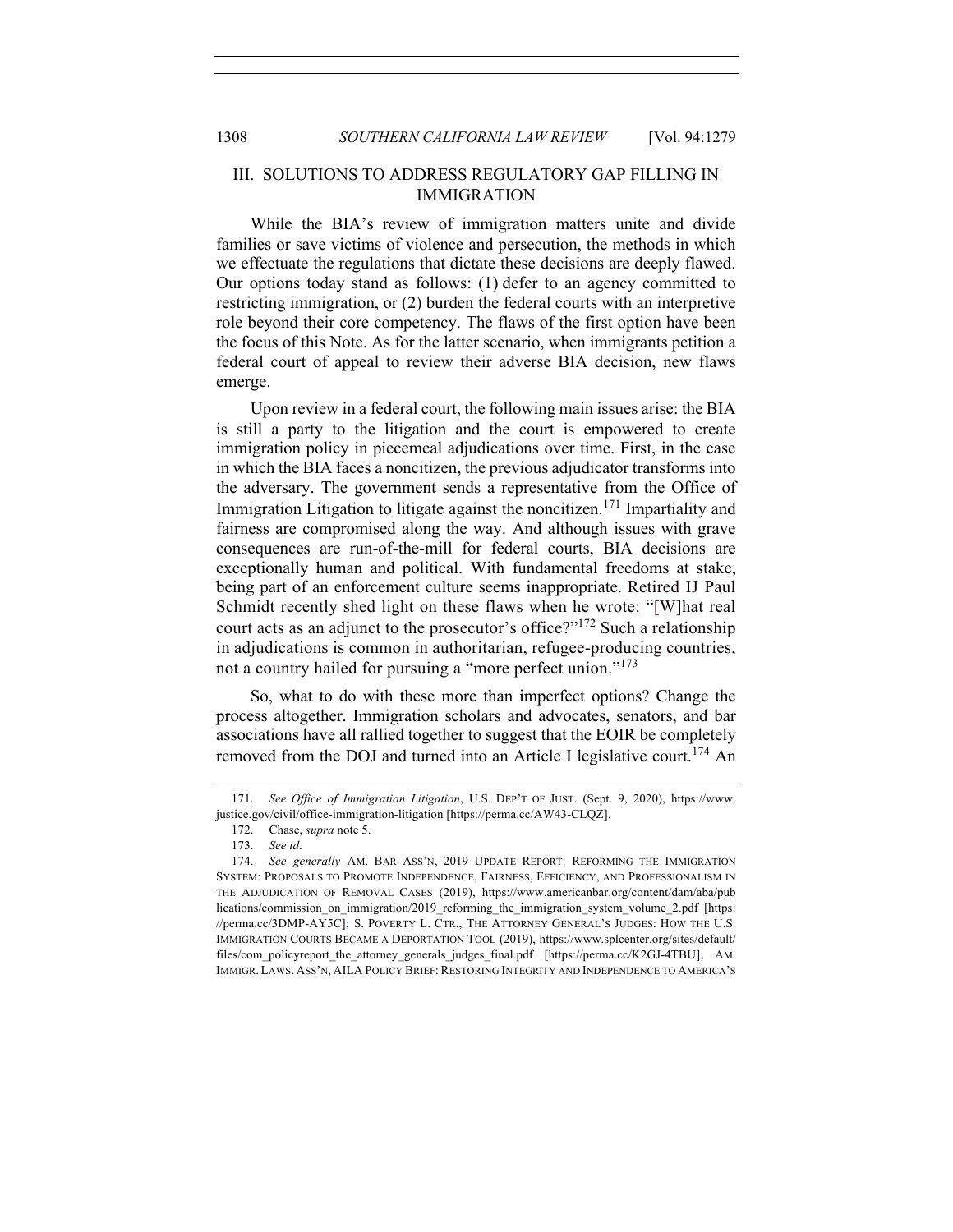## III. SOLUTIONS TO ADDRESS REGULATORY GAP FILLING IN IMMIGRATION

While the BIA's review of immigration matters unite and divide families or save victims of violence and persecution, the methods in which we effectuate the regulations that dictate these decisions are deeply flawed. Our options today stand as follows: (1) defer to an agency committed to restricting immigration, or (2) burden the federal courts with an interpretive role beyond their core competency. The flaws of the first option have been the focus of this Note. As for the latter scenario, when immigrants petition a federal court of appeal to review their adverse BIA decision, new flaws emerge.

Upon review in a federal court, the following main issues arise: the BIA is still a party to the litigation and the court is empowered to create immigration policy in piecemeal adjudications over time. First, in the case in which the BIA faces a noncitizen, the previous adjudicator transforms into the adversary. The government sends a representative from the Office of Immigration Litigation to litigate against the noncitizen.[171] Impartiality and fairness are compromised along the way. And although issues with grave consequences are run-of-the-mill for federal courts, BIA decisions are exceptionally human and political. With fundamental freedoms at stake, being part of an enforcement culture seems inappropriate. Retired IJ Paul Schmidt recently shed light on these flaws when he wrote: "[W]hat real court acts as an adjunct to the prosecutor's office?"[172] Such a relationship in adjudications is common in authoritarian, refugee-producing countries, not a country hailed for pursuing a "more perfect union."[173]

So, what to do with these more than imperfect options? Change the process altogether. Immigration scholars and advocates, senators, and bar associations have all rallied together to suggest that the EOIR be completely removed from the DOJ and turned into an Article I legislative court.[174] An

---

171. *See Office of Immigration Litigation*, U.S. DEP'T OF JUST. (Sept. 9, 2020), https://www.justice.gov/civil/office-immigration-litigation [https://perma.cc/AW43-CLQZ].

172. Chase, *supra* note 5.

173. *See id*.

174. *See generally* AM. BAR ASS'N, 2019 UPDATE REPORT: REFORMING THE IMMIGRATION SYSTEM: PROPOSALS TO PROMOTE INDEPENDENCE, FAIRNESS, EFFICIENCY, AND PROFESSIONALISM IN THE ADJUDICATION OF REMOVAL CASES (2019), https://www.americanbar.org/content/dam/aba/publications/commission_on_immigration/2019_reforming_the_immigration_system_volume_2.pdf [https://perma.cc/3DMP-AY5C]; S. POVERTY L. CTR., THE ATTORNEY GENERAL'S JUDGES: HOW THE U.S. IMMIGRATION COURTS BECAME A DEPORTATION TOOL (2019), https://www.splcenter.org/sites/default/files/com_policyreport_the_attorney_generals_judges_final.pdf [https://perma.cc/K2GJ-4TBU]; AM. IMMIGR. LAWS. ASS'N, AILA POLICY BRIEF: RESTORING INTEGRITY AND INDEPENDENCE TO AMERICA'S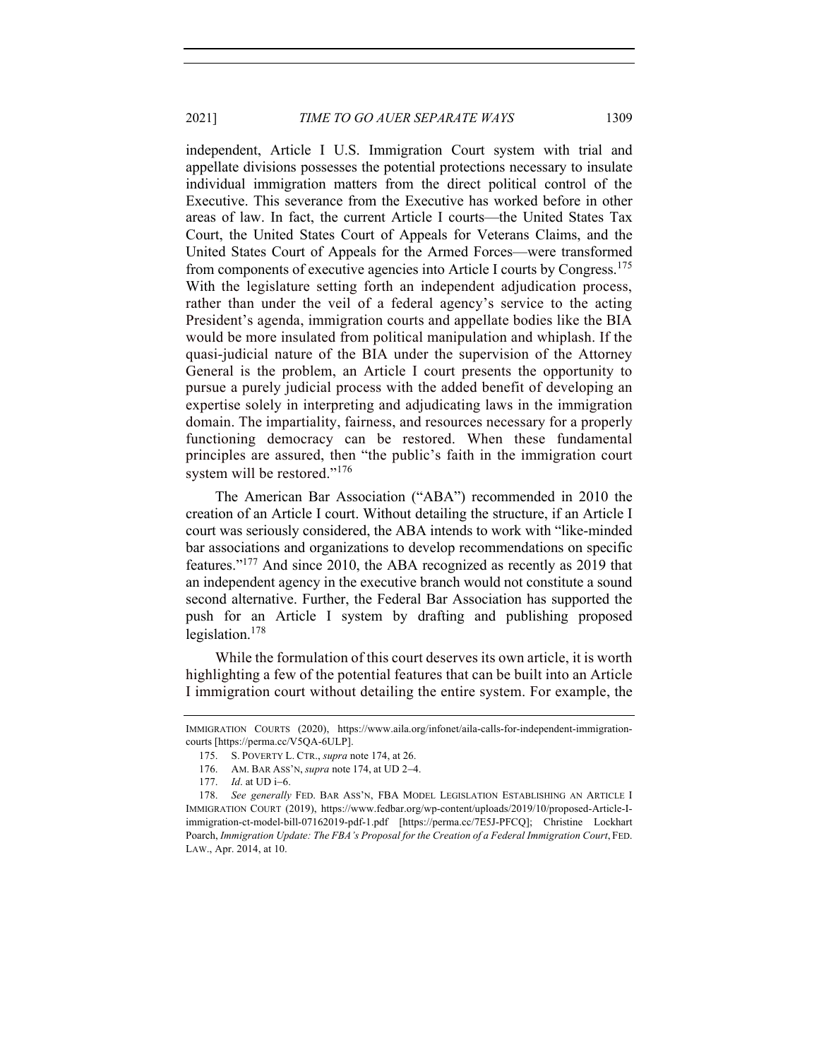independent, Article I U.S. Immigration Court system with trial and appellate divisions possesses the potential protections necessary to insulate individual immigration matters from the direct political control of the Executive. This severance from the Executive has worked before in other areas of law. In fact, the current Article I courts—the United States Tax Court, the United States Court of Appeals for Veterans Claims, and the United States Court of Appeals for the Armed Forces—were transformed from components of executive agencies into Article I courts by Congress.[175] With the legislature setting forth an independent adjudication process, rather than under the veil of a federal agency's service to the acting President's agenda, immigration courts and appellate bodies like the BIA would be more insulated from political manipulation and whiplash. If the quasi-judicial nature of the BIA under the supervision of the Attorney General is the problem, an Article I court presents the opportunity to pursue a purely judicial process with the added benefit of developing an expertise solely in interpreting and adjudicating laws in the immigration domain. The impartiality, fairness, and resources necessary for a properly functioning democracy can be restored. When these fundamental principles are assured, then "the public's faith in the immigration court system will be restored."[176]

The American Bar Association ("ABA") recommended in 2010 the creation of an Article I court. Without detailing the structure, if an Article I court was seriously considered, the ABA intends to work with "like-minded bar associations and organizations to develop recommendations on specific features."[177] And since 2010, the ABA recognized as recently as 2019 that an independent agency in the executive branch would not constitute a sound second alternative. Further, the Federal Bar Association has supported the push for an Article I system by drafting and publishing proposed legislation.[178]

While the formulation of this court deserves its own article, it is worth highlighting a few of the potential features that can be built into an Article I immigration court without detailing the entire system. For example, the

---

IMMIGRATION COURTS (2020), https://www.aila.org/infonet/aila-calls-for-independent-immigration-courts [https://perma.cc/V5QA-6ULP].

175. S. POVERTY L. CTR., *supra* note 174, at 26.

176. AM. BAR ASS'N, *supra* note 174, at UD 2–4.

177. *Id*. at UD i–6.

178. *See generally* FED. BAR ASS'N, FBA MODEL LEGISLATION ESTABLISHING AN ARTICLE I IMMIGRATION COURT (2019), https://www.fedbar.org/wp-content/uploads/2019/10/proposed-Article-I-immigration-ct-model-bill-07162019-pdf-1.pdf [https://perma.cc/7E5J-PFCQ]; Christine Lockhart Poarch, *Immigration Update: The FBA's Proposal for the Creation of a Federal Immigration Court*, FED. LAW., Apr. 2014, at 10.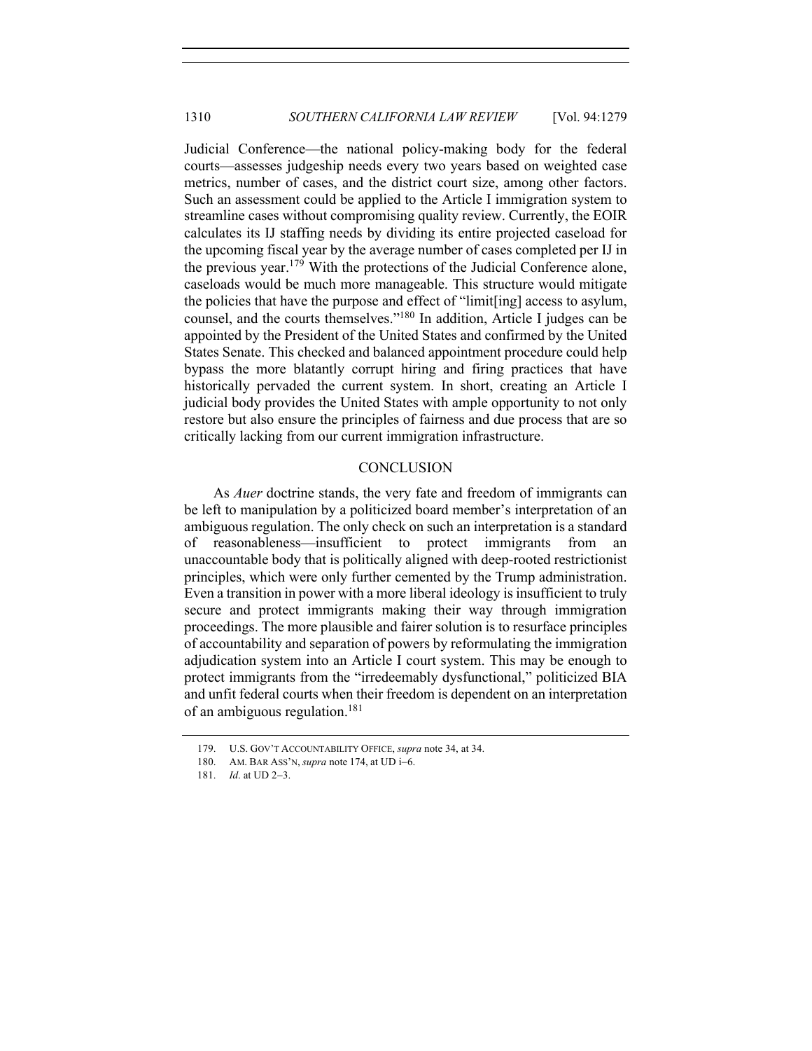Judicial Conference—the national policy-making body for the federal courts—assesses judgeship needs every two years based on weighted case metrics, number of cases, and the district court size, among other factors. Such an assessment could be applied to the Article I immigration system to streamline cases without compromising quality review. Currently, the EOIR calculates its IJ staffing needs by dividing its entire projected caseload for the upcoming fiscal year by the average number of cases completed per IJ in the previous year.[179] With the protections of the Judicial Conference alone, caseloads would be much more manageable. This structure would mitigate the policies that have the purpose and effect of "limit[ing] access to asylum, counsel, and the courts themselves."[180] In addition, Article I judges can be appointed by the President of the United States and confirmed by the United States Senate. This checked and balanced appointment procedure could help bypass the more blatantly corrupt hiring and firing practices that have historically pervaded the current system. In short, creating an Article I judicial body provides the United States with ample opportunity to not only restore but also ensure the principles of fairness and due process that are so critically lacking from our current immigration infrastructure.

## CONCLUSION

As *Auer* doctrine stands, the very fate and freedom of immigrants can be left to manipulation by a politicized board member's interpretation of an ambiguous regulation. The only check on such an interpretation is a standard of reasonableness—insufficient to protect immigrants from an unaccountable body that is politically aligned with deep-rooted restrictionist principles, which were only further cemented by the Trump administration. Even a transition in power with a more liberal ideology is insufficient to truly secure and protect immigrants making their way through immigration proceedings. The more plausible and fairer solution is to resurface principles of accountability and separation of powers by reformulating the immigration adjudication system into an Article I court system. This may be enough to protect immigrants from the "irredeemably dysfunctional," politicized BIA and unfit federal courts when their freedom is dependent on an interpretation of an ambiguous regulation.[181]

179. U.S. GOV'T ACCOUNTABILITY OFFICE, *supra* note 34, at 34.

180. AM. BAR ASS'N, *supra* note 174, at UD i–6.

181. *Id*. at UD 2–3.